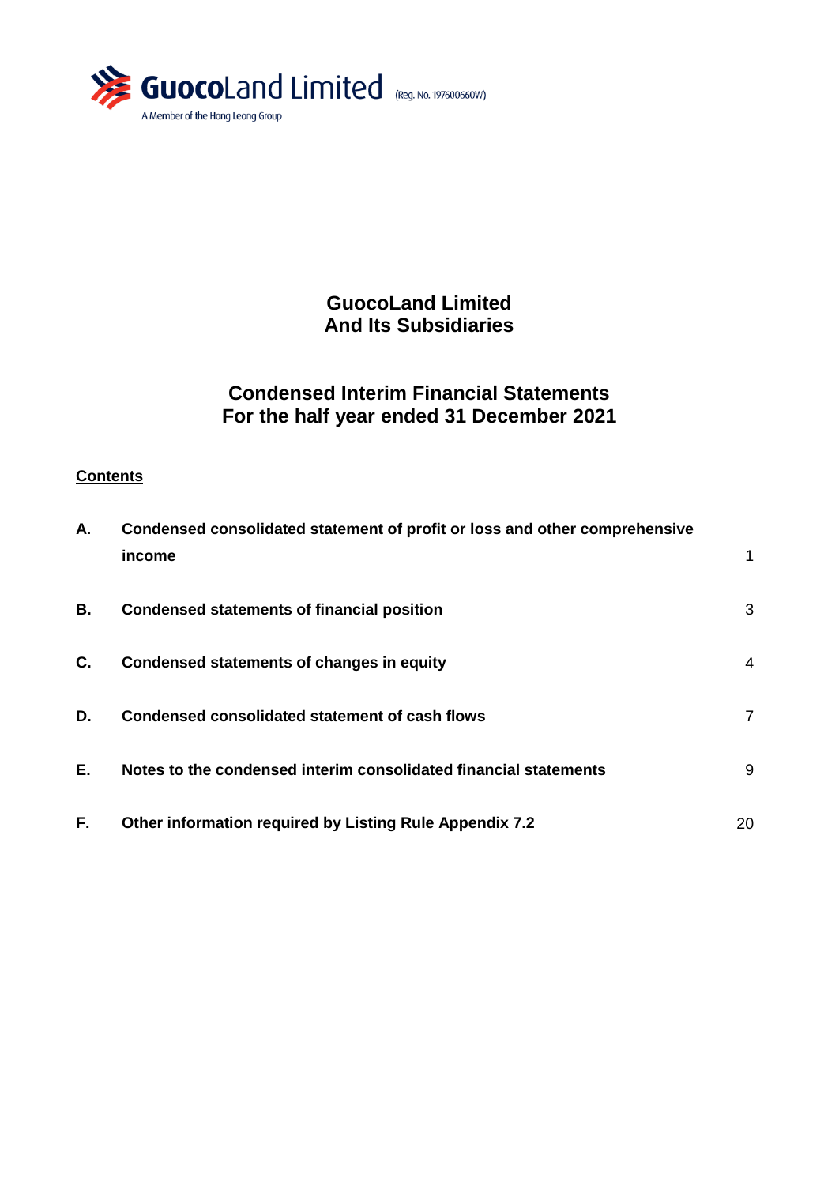GuocoLand Limited (Reg. No. 197600660W)

A Member of the Hong Leong Group

# GuocoLand Limited
# And Its Subsidiaries

## Condensed Interim Financial Statements
## For the half year ended 31 December 2021

**Contents**

| | | |
|---|---|---|
| **A.** | **Condensed consolidated statement of profit or loss and other comprehensive income** | 1 |
| **B.** | **Condensed statements of financial position** | 3 |
| **C.** | **Condensed statements of changes in equity** | 4 |
| **D.** | **Condensed consolidated statement of cash flows** | 7 |
| **E.** | **Notes to the condensed interim consolidated financial statements** | 9 |
| **F.** | **Other information required by Listing Rule Appendix 7.2** | 20 |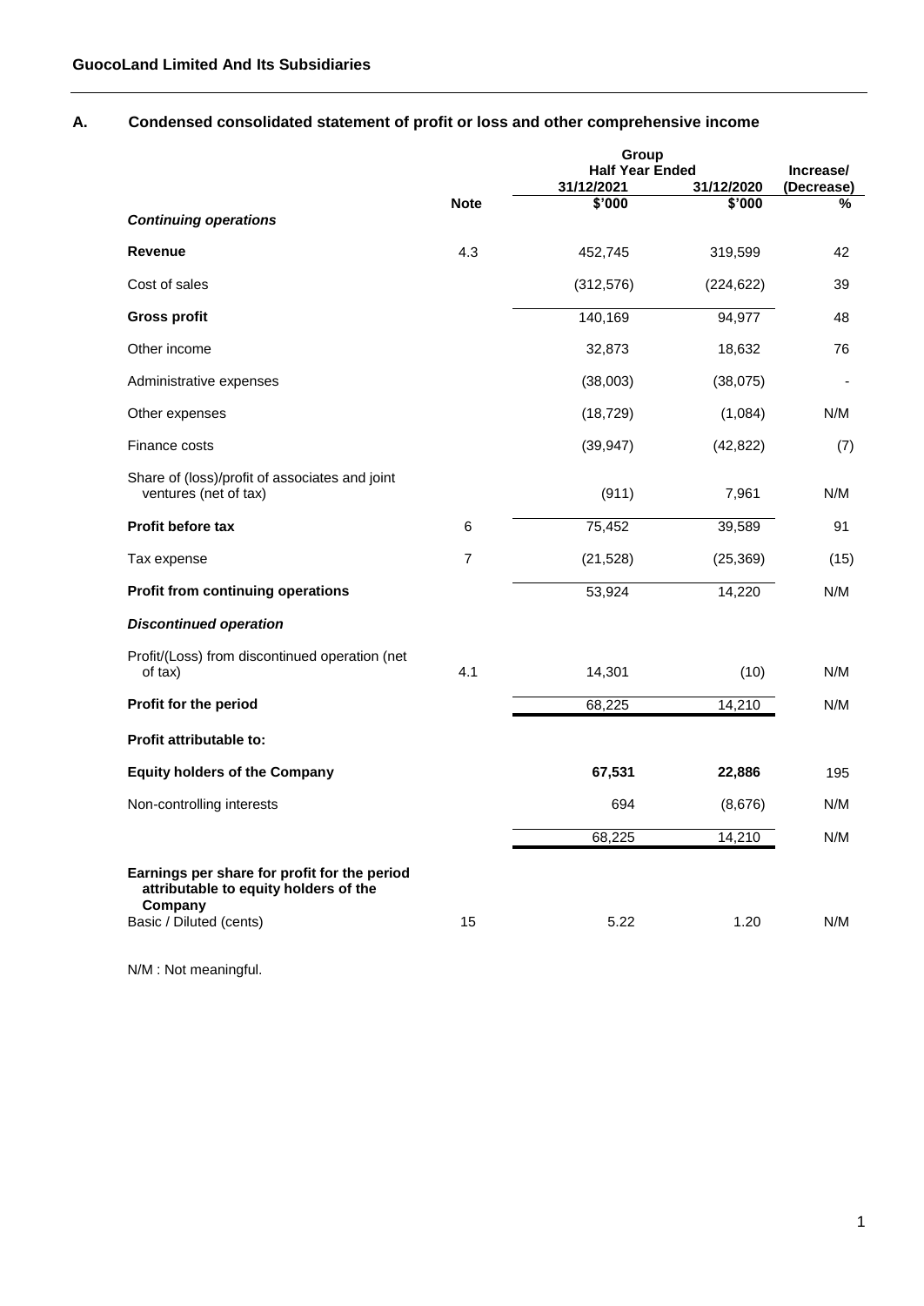**GuocoLand Limited And Its Subsidiaries**

## A. Condensed consolidated statement of profit or loss and other comprehensive income

| | Note | Group Half Year Ended 31/12/2021 $'000 | Group Half Year Ended 31/12/2020 $'000 | Increase/ (Decrease) % |
|---|---|---|---|---|
| ***Continuing operations*** | | | | |
| **Revenue** | 4.3 | 452,745 | 319,599 | 42 |
| Cost of sales | | (312,576) | (224,622) | 39 |
| **Gross profit** | | 140,169 | 94,977 | 48 |
| Other income | | 32,873 | 18,632 | 76 |
| Administrative expenses | | (38,003) | (38,075) | - |
| Other expenses | | (18,729) | (1,084) | N/M |
| Finance costs | | (39,947) | (42,822) | (7) |
| Share of (loss)/profit of associates and joint ventures (net of tax) | | (911) | 7,961 | N/M |
| **Profit before tax** | 6 | 75,452 | 39,589 | 91 |
| Tax expense | 7 | (21,528) | (25,369) | (15) |
| **Profit from continuing operations** | | 53,924 | 14,220 | N/M |
| ***Discontinued operation*** | | | | |
| Profit/(Loss) from discontinued operation (net of tax) | 4.1 | 14,301 | (10) | N/M |
| **Profit for the period** | | 68,225 | 14,210 | N/M |
| **Profit attributable to:** | | | | |
| **Equity holders of the Company** | | **67,531** | **22,886** | 195 |
| Non-controlling interests | | 694 | (8,676) | N/M |
| | | 68,225 | 14,210 | N/M |
| **Earnings per share for profit for the period attributable to equity holders of the Company** | | | | |
| Basic / Diluted (cents) | 15 | 5.22 | 1.20 | N/M |

N/M : Not meaningful.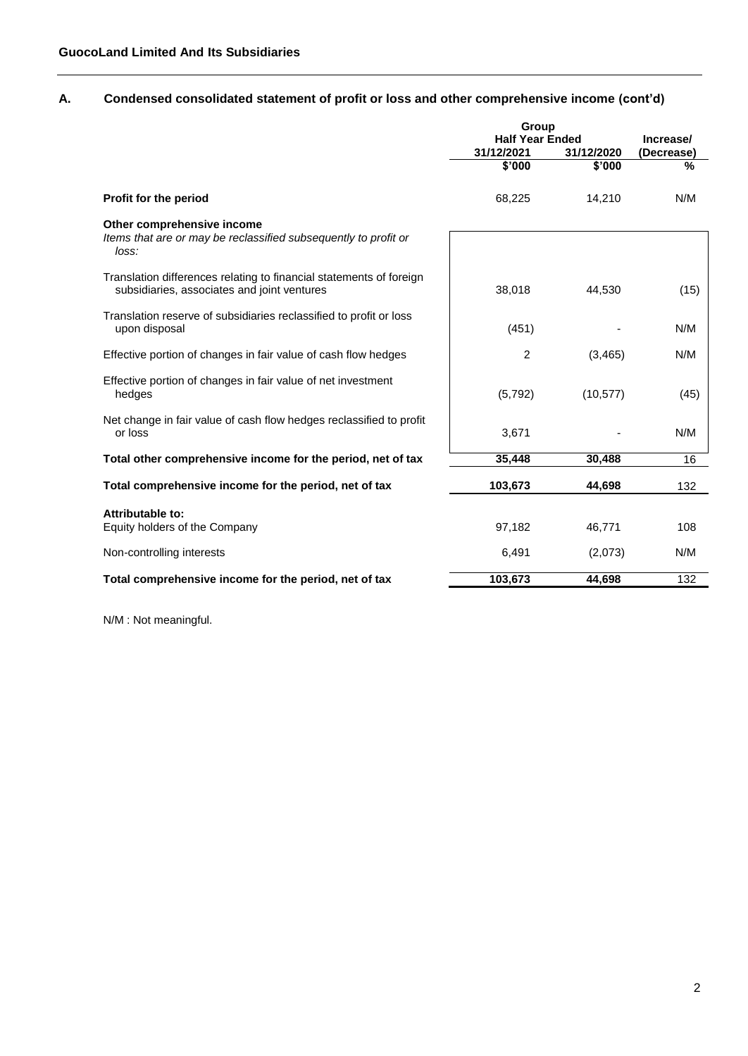**GuocoLand Limited And Its Subsidiaries**

## A. Condensed consolidated statement of profit or loss and other comprehensive income (cont'd)

| | Group | | |
|---|---|---|---|
| | Half Year Ended | | Increase/ |
| | 31/12/2021 | 31/12/2020 | (Decrease) |
| | $'000 | $'000 | % |
| **Profit for the period** | 68,225 | 14,210 | N/M |
| **Other comprehensive income** | | | |
| *Items that are or may be reclassified subsequently to profit or loss:* | | | |
| Translation differences relating to financial statements of foreign subsidiaries, associates and joint ventures | 38,018 | 44,530 | (15) |
| Translation reserve of subsidiaries reclassified to profit or loss upon disposal | (451) | - | N/M |
| Effective portion of changes in fair value of cash flow hedges | 2 | (3,465) | N/M |
| Effective portion of changes in fair value of net investment hedges | (5,792) | (10,577) | (45) |
| Net change in fair value of cash flow hedges reclassified to profit or loss | 3,671 | - | N/M |
| **Total other comprehensive income for the period, net of tax** | **35,448** | **30,488** | 16 |
| **Total comprehensive income for the period, net of tax** | **103,673** | **44,698** | 132 |
| **Attributable to:** | | | |
| Equity holders of the Company | 97,182 | 46,771 | 108 |
| Non-controlling interests | 6,491 | (2,073) | N/M |
| **Total comprehensive income for the period, net of tax** | **103,673** | **44,698** | 132 |

N/M : Not meaningful.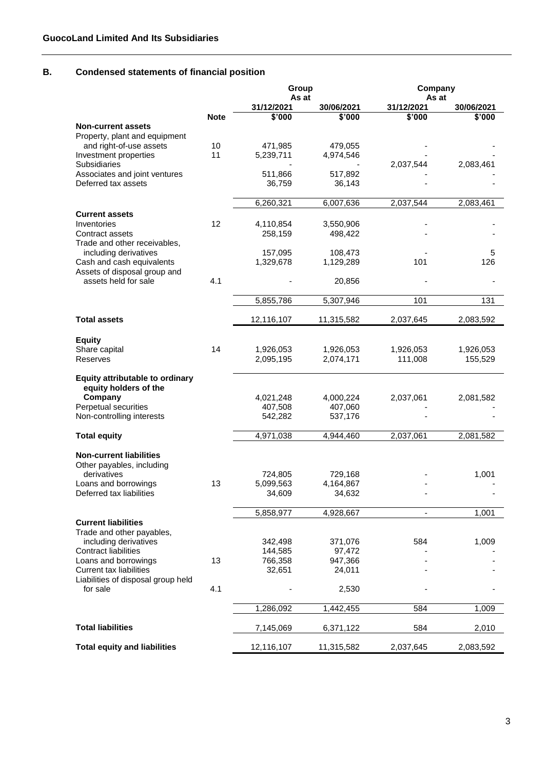## B. Condensed statements of financial position

| | | Group | | Company | |
|---|---|---|---|---|---|
| | | As at | | As at | |
| | | 31/12/2021 | 30/06/2021 | 31/12/2021 | 30/06/2021 |
| | Note | $'000 | $'000 | $'000 | $'000 |
| **Non-current assets** | | | | | |
| Property, plant and equipment and right-of-use assets | 10 | 471,985 | 479,055 | - | - |
| Investment properties | 11 | 5,239,711 | 4,974,546 | - | - |
| Subsidiaries | | - | - | 2,037,544 | 2,083,461 |
| Associates and joint ventures | | 511,866 | 517,892 | - | - |
| Deferred tax assets | | 36,759 | 36,143 | - | - |
| | | 6,260,321 | 6,007,636 | 2,037,544 | 2,083,461 |
| **Current assets** | | | | | |
| Inventories | 12 | 4,110,854 | 3,550,906 | - | - |
| Contract assets | | 258,159 | 498,422 | - | - |
| Trade and other receivables, including derivatives | | 157,095 | 108,473 | - | 5 |
| Cash and cash equivalents | | 1,329,678 | 1,129,289 | 101 | 126 |
| Assets of disposal group and assets held for sale | 4.1 | - | 20,856 | - | - |
| | | 5,855,786 | 5,307,946 | 101 | 131 |
| **Total assets** | | 12,116,107 | 11,315,582 | 2,037,645 | 2,083,592 |
| **Equity** | | | | | |
| Share capital | 14 | 1,926,053 | 1,926,053 | 1,926,053 | 1,926,053 |
| Reserves | | 2,095,195 | 2,074,171 | 111,008 | 155,529 |
| **Equity attributable to ordinary equity holders of the Company** | | 4,021,248 | 4,000,224 | 2,037,061 | 2,081,582 |
| Perpetual securities | | 407,508 | 407,060 | - | - |
| Non-controlling interests | | 542,282 | 537,176 | - | - |
| **Total equity** | | 4,971,038 | 4,944,460 | 2,037,061 | 2,081,582 |
| **Non-current liabilities** | | | | | |
| Other payables, including derivatives | | 724,805 | 729,168 | - | 1,001 |
| Loans and borrowings | 13 | 5,099,563 | 4,164,867 | - | - |
| Deferred tax liabilities | | 34,609 | 34,632 | - | - |
| | | 5,858,977 | 4,928,667 | - | 1,001 |
| **Current liabilities** | | | | | |
| Trade and other payables, including derivatives | | 342,498 | 371,076 | 584 | 1,009 |
| Contract liabilities | | 144,585 | 97,472 | - | - |
| Loans and borrowings | 13 | 766,358 | 947,366 | - | - |
| Current tax liabilities | | 32,651 | 24,011 | - | - |
| Liabilities of disposal group held for sale | 4.1 | - | 2,530 | - | - |
| | | 1,286,092 | 1,442,455 | 584 | 1,009 |
| **Total liabilities** | | 7,145,069 | 6,371,122 | 584 | 2,010 |
| **Total equity and liabilities** | | 12,116,107 | 11,315,582 | 2,037,645 | 2,083,592 |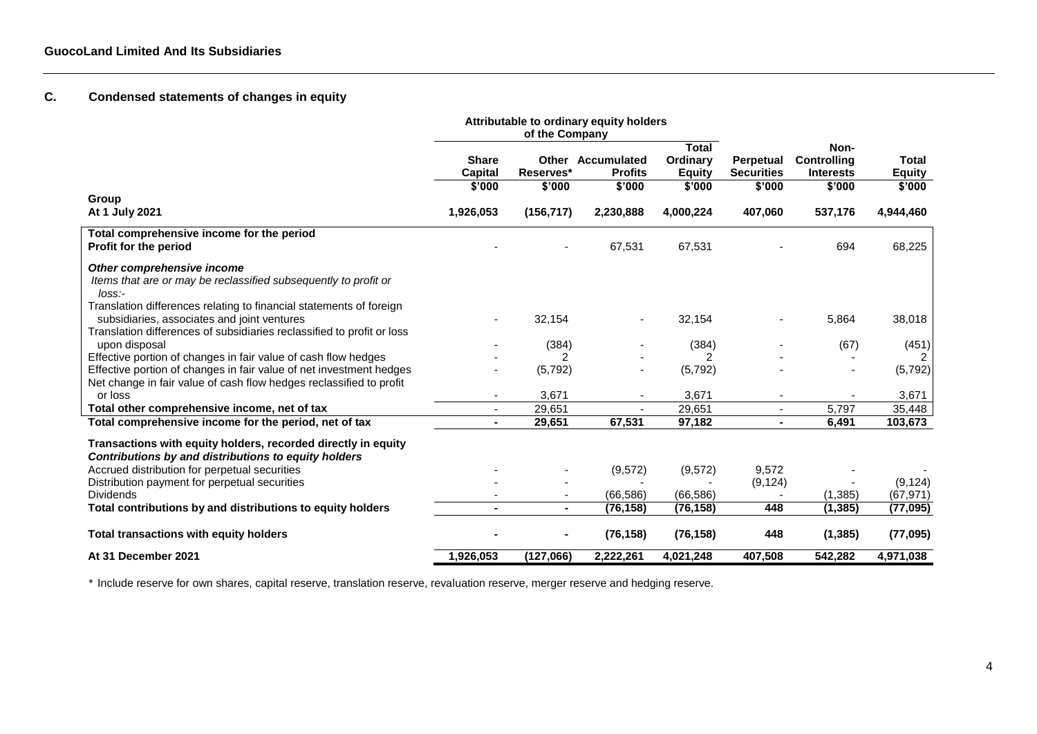## C. Condensed statements of changes in equity

| | Attributable to ordinary equity holders of the Company | | | | | | |
|---|---|---|---|---|---|---|---|
| | Share Capital | Other Reserves* | Accumulated Profits | Total Ordinary Equity | Perpetual Securities | Non-Controlling Interests | Total Equity |
| | $'000 | $'000 | $'000 | $'000 | $'000 | $'000 | $'000 |
| **Group** | | | | | | | |
| **At 1 July 2021** | **1,926,053** | **(156,717)** | **2,230,888** | **4,000,224** | **407,060** | **537,176** | **4,944,460** |
| **Total comprehensive income for the period** | | | | | | | |
| **Profit for the period** | - | - | 67,531 | 67,531 | - | 694 | 68,225 |
| ***Other comprehensive income*** | | | | | | | |
| *Items that are or may be reclassified subsequently to profit or loss:-* | | | | | | | |
| Translation differences relating to financial statements of foreign subsidiaries, associates and joint ventures | - | 32,154 | - | 32,154 | - | 5,864 | 38,018 |
| Translation differences of subsidiaries reclassified to profit or loss upon disposal | - | (384) | - | (384) | - | (67) | (451) |
| Effective portion of changes in fair value of cash flow hedges | - | 2 | - | 2 | - | - | 2 |
| Effective portion of changes in fair value of net investment hedges | - | (5,792) | - | (5,792) | - | - | (5,792) |
| Net change in fair value of cash flow hedges reclassified to profit or loss | - | 3,671 | - | 3,671 | - | - | 3,671 |
| **Total other comprehensive income, net of tax** | - | 29,651 | - | 29,651 | - | 5,797 | 35,448 |
| **Total comprehensive income for the period, net of tax** | **-** | **29,651** | **67,531** | **97,182** | **-** | **6,491** | **103,673** |
| **Transactions with equity holders, recorded directly in equity** | | | | | | | |
| ***Contributions by and distributions to equity holders*** | | | | | | | |
| Accrued distribution for perpetual securities | - | - | (9,572) | (9,572) | 9,572 | - | - |
| Distribution payment for perpetual securities | - | - | - | - | (9,124) | - | (9,124) |
| Dividends | - | - | (66,586) | (66,586) | - | (1,385) | (67,971) |
| **Total contributions by and distributions to equity holders** | **-** | **-** | **(76,158)** | **(76,158)** | **448** | **(1,385)** | **(77,095)** |
| **Total transactions with equity holders** | **-** | **-** | **(76,158)** | **(76,158)** | **448** | **(1,385)** | **(77,095)** |
| **At 31 December 2021** | **1,926,053** | **(127,066)** | **2,222,261** | **4,021,248** | **407,508** | **542,282** | **4,971,038** |

\* Include reserve for own shares, capital reserve, translation reserve, revaluation reserve, merger reserve and hedging reserve.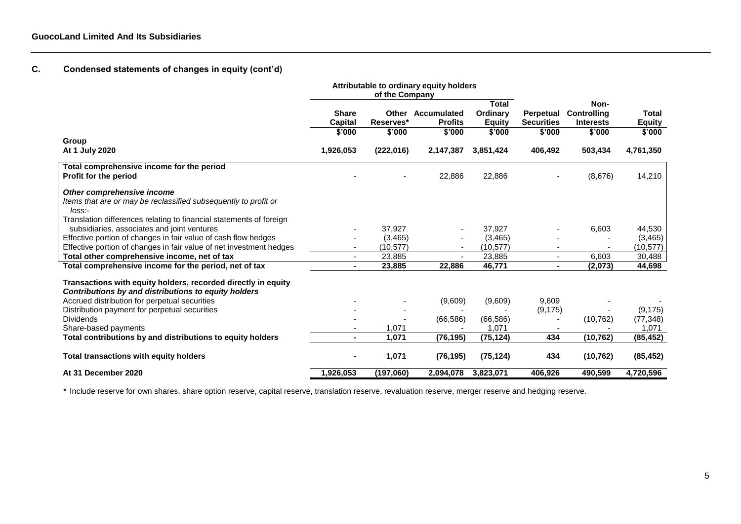## C. Condensed statements of changes in equity (cont'd)

| | Attributable to ordinary equity holders of the Company | | | | | | |
|---|---|---|---|---|---|---|---|
| | Share Capital | Other Reserves* | Accumulated Profits | Total Ordinary Equity | Perpetual Securities | Non-Controlling Interests | Total Equity |
| | $'000 | $'000 | $'000 | $'000 | $'000 | $'000 | $'000 |
| **Group** | | | | | | | |
| **At 1 July 2020** | **1,926,053** | **(222,016)** | **2,147,387** | **3,851,424** | **406,492** | **503,434** | **4,761,350** |
| **Total comprehensive income for the period** | | | | | | | |
| **Profit for the period** | - | - | 22,886 | 22,886 | - | (8,676) | 14,210 |
| ***Other comprehensive income*** | | | | | | | |
| *Items that are or may be reclassified subsequently to profit or loss:-* | | | | | | | |
| Translation differences relating to financial statements of foreign subsidiaries, associates and joint ventures | - | 37,927 | - | 37,927 | - | 6,603 | 44,530 |
| Effective portion of changes in fair value of cash flow hedges | - | (3,465) | - | (3,465) | - | - | (3,465) |
| Effective portion of changes in fair value of net investment hedges | - | (10,577) | - | (10,577) | - | - | (10,577) |
| **Total other comprehensive income, net of tax** | - | 23,885 | - | 23,885 | - | 6,603 | 30,488 |
| **Total comprehensive income for the period, net of tax** | **-** | **23,885** | **22,886** | **46,771** | **-** | **(2,073)** | **44,698** |
| **Transactions with equity holders, recorded directly in equity** | | | | | | | |
| ***Contributions by and distributions to equity holders*** | | | | | | | |
| Accrued distribution for perpetual securities | - | - | (9,609) | (9,609) | 9,609 | - | - |
| Distribution payment for perpetual securities | - | - | - | - | (9,175) | - | (9,175) |
| Dividends | - | - | (66,586) | (66,586) | - | (10,762) | (77,348) |
| Share-based payments | - | 1,071 | - | 1,071 | - | - | 1,071 |
| **Total contributions by and distributions to equity holders** | **-** | **1,071** | **(76,195)** | **(75,124)** | **434** | **(10,762)** | **(85,452)** |
| **Total transactions with equity holders** | **-** | **1,071** | **(76,195)** | **(75,124)** | **434** | **(10,762)** | **(85,452)** |
| **At 31 December 2020** | **1,926,053** | **(197,060)** | **2,094,078** | **3,823,071** | **406,926** | **490,599** | **4,720,596** |

\* Include reserve for own shares, share option reserve, capital reserve, translation reserve, revaluation reserve, merger reserve and hedging reserve.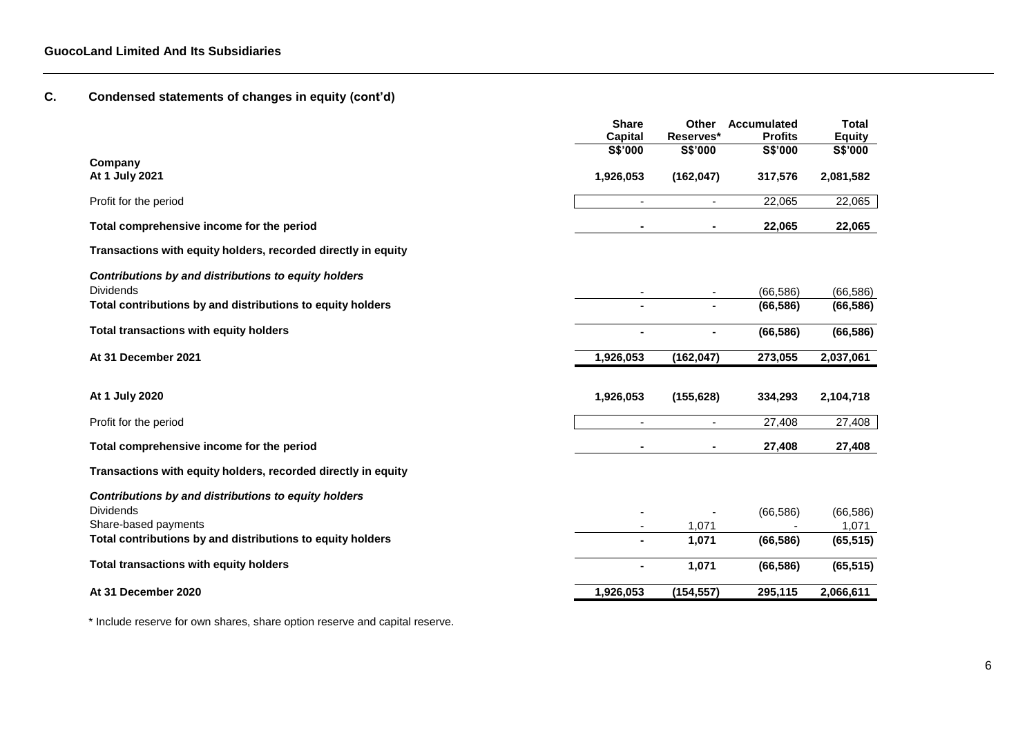**GuocoLand Limited And Its Subsidiaries**

## C. Condensed statements of changes in equity (cont'd)

| | Share Capital | Other Reserves* | Accumulated Profits | Total Equity |
|---|---|---|---|---|
| | S$'000 | S$'000 | S$'000 | S$'000 |
| **Company** | | | | |
| **At 1 July 2021** | **1,926,053** | **(162,047)** | **317,576** | **2,081,582** |
| Profit for the period | - | - | 22,065 | 22,065 |
| **Total comprehensive income for the period** | **-** | **-** | **22,065** | **22,065** |
| **Transactions with equity holders, recorded directly in equity** | | | | |
| ***Contributions by and distributions to equity holders*** | | | | |
| Dividends | - | - | (66,586) | (66,586) |
| **Total contributions by and distributions to equity holders** | **-** | **-** | **(66,586)** | **(66,586)** |
| **Total transactions with equity holders** | **-** | **-** | **(66,586)** | **(66,586)** |
| **At 31 December 2021** | **1,926,053** | **(162,047)** | **273,055** | **2,037,061** |
| | | | | |
| **At 1 July 2020** | **1,926,053** | **(155,628)** | **334,293** | **2,104,718** |
| Profit for the period | - | - | 27,408 | 27,408 |
| **Total comprehensive income for the period** | **-** | **-** | **27,408** | **27,408** |
| **Transactions with equity holders, recorded directly in equity** | | | | |
| ***Contributions by and distributions to equity holders*** | | | | |
| Dividends | - | - | (66,586) | (66,586) |
| Share-based payments | - | 1,071 | - | 1,071 |
| **Total contributions by and distributions to equity holders** | **-** | **1,071** | **(66,586)** | **(65,515)** |
| **Total transactions with equity holders** | **-** | **1,071** | **(66,586)** | **(65,515)** |
| **At 31 December 2020** | **1,926,053** | **(154,557)** | **295,115** | **2,066,611** |

* Include reserve for own shares, share option reserve and capital reserve.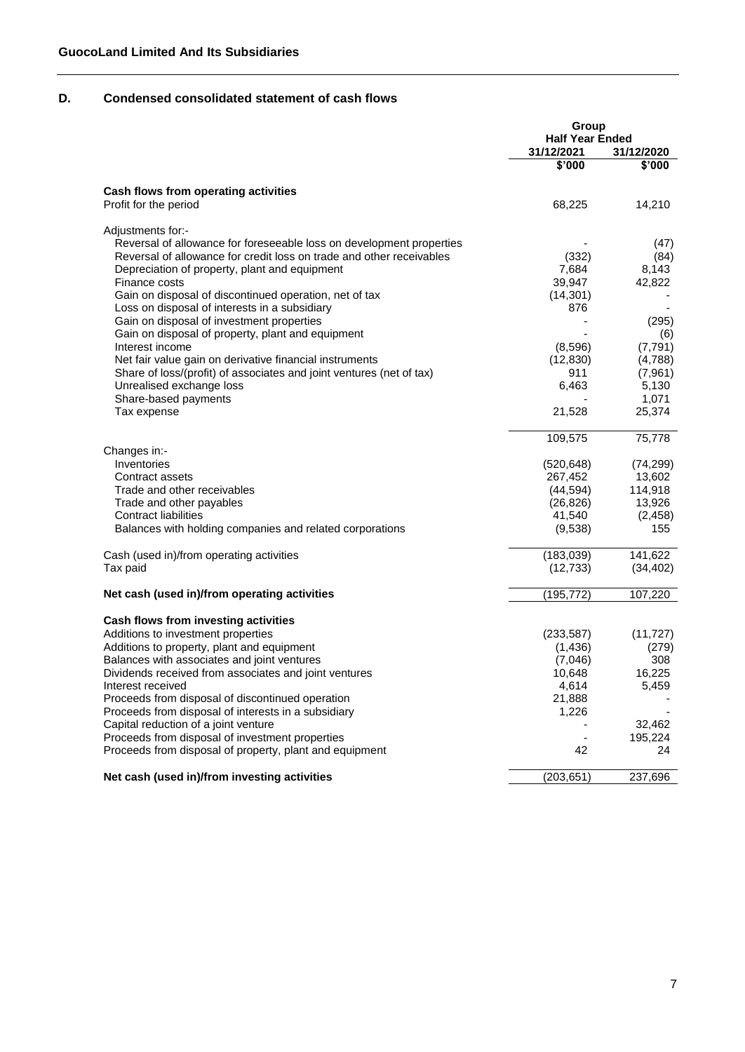**GuocoLand Limited And Its Subsidiaries**

## D. Condensed consolidated statement of cash flows

| | Group | |
|---|---|---|
| | Half Year Ended | |
| | 31/12/2021 | 31/12/2020 |
| | $'000 | $'000 |
| **Cash flows from operating activities** | | |
| Profit for the period | 68,225 | 14,210 |
| Adjustments for:- | | |
| Reversal of allowance for foreseeable loss on development properties | - | (47) |
| Reversal of allowance for credit loss on trade and other receivables | (332) | (84) |
| Depreciation of property, plant and equipment | 7,684 | 8,143 |
| Finance costs | 39,947 | 42,822 |
| Gain on disposal of discontinued operation, net of tax | (14,301) | - |
| Loss on disposal of interests in a subsidiary | 876 | - |
| Gain on disposal of investment properties | - | (295) |
| Gain on disposal of property, plant and equipment | - | (6) |
| Interest income | (8,596) | (7,791) |
| Net fair value gain on derivative financial instruments | (12,830) | (4,788) |
| Share of loss/(profit) of associates and joint ventures (net of tax) | 911 | (7,961) |
| Unrealised exchange loss | 6,463 | 5,130 |
| Share-based payments | - | 1,071 |
| Tax expense | 21,528 | 25,374 |
| | 109,575 | 75,778 |
| Changes in:- | | |
| Inventories | (520,648) | (74,299) |
| Contract assets | 267,452 | 13,602 |
| Trade and other receivables | (44,594) | 114,918 |
| Trade and other payables | (26,826) | 13,926 |
| Contract liabilities | 41,540 | (2,458) |
| Balances with holding companies and related corporations | (9,538) | 155 |
| Cash (used in)/from operating activities | (183,039) | 141,622 |
| Tax paid | (12,733) | (34,402) |
| **Net cash (used in)/from operating activities** | (195,772) | 107,220 |
| **Cash flows from investing activities** | | |
| Additions to investment properties | (233,587) | (11,727) |
| Additions to property, plant and equipment | (1,436) | (279) |
| Balances with associates and joint ventures | (7,046) | 308 |
| Dividends received from associates and joint ventures | 10,648 | 16,225 |
| Interest received | 4,614 | 5,459 |
| Proceeds from disposal of discontinued operation | 21,888 | - |
| Proceeds from disposal of interests in a subsidiary | 1,226 | - |
| Capital reduction of a joint venture | - | 32,462 |
| Proceeds from disposal of investment properties | - | 195,224 |
| Proceeds from disposal of property, plant and equipment | 42 | 24 |
| **Net cash (used in)/from investing activities** | (203,651) | 237,696 |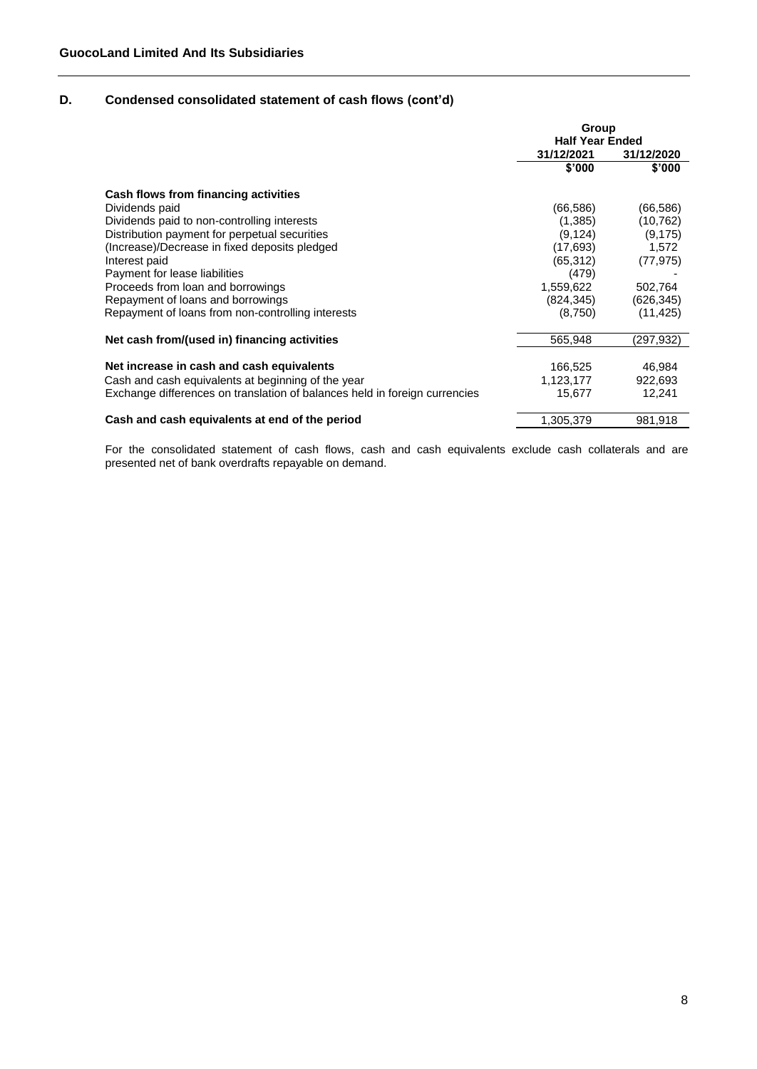**GuocoLand Limited And Its Subsidiaries**

## D. Condensed consolidated statement of cash flows (cont'd)

| | Group | |
|---|---|---|
| | Half Year Ended | |
| | 31/12/2021 | 31/12/2020 |
| | $'000 | $'000 |
| **Cash flows from financing activities** | | |
| Dividends paid | (66,586) | (66,586) |
| Dividends paid to non-controlling interests | (1,385) | (10,762) |
| Distribution payment for perpetual securities | (9,124) | (9,175) |
| (Increase)/Decrease in fixed deposits pledged | (17,693) | 1,572 |
| Interest paid | (65,312) | (77,975) |
| Payment for lease liabilities | (479) | - |
| Proceeds from loan and borrowings | 1,559,622 | 502,764 |
| Repayment of loans and borrowings | (824,345) | (626,345) |
| Repayment of loans from non-controlling interests | (8,750) | (11,425) |
| **Net cash from/(used in) financing activities** | 565,948 | (297,932) |
| **Net increase in cash and cash equivalents** | 166,525 | 46,984 |
| Cash and cash equivalents at beginning of the year | 1,123,177 | 922,693 |
| Exchange differences on translation of balances held in foreign currencies | 15,677 | 12,241 |
| **Cash and cash equivalents at end of the period** | 1,305,379 | 981,918 |

For the consolidated statement of cash flows, cash and cash equivalents exclude cash collaterals and are presented net of bank overdrafts repayable on demand.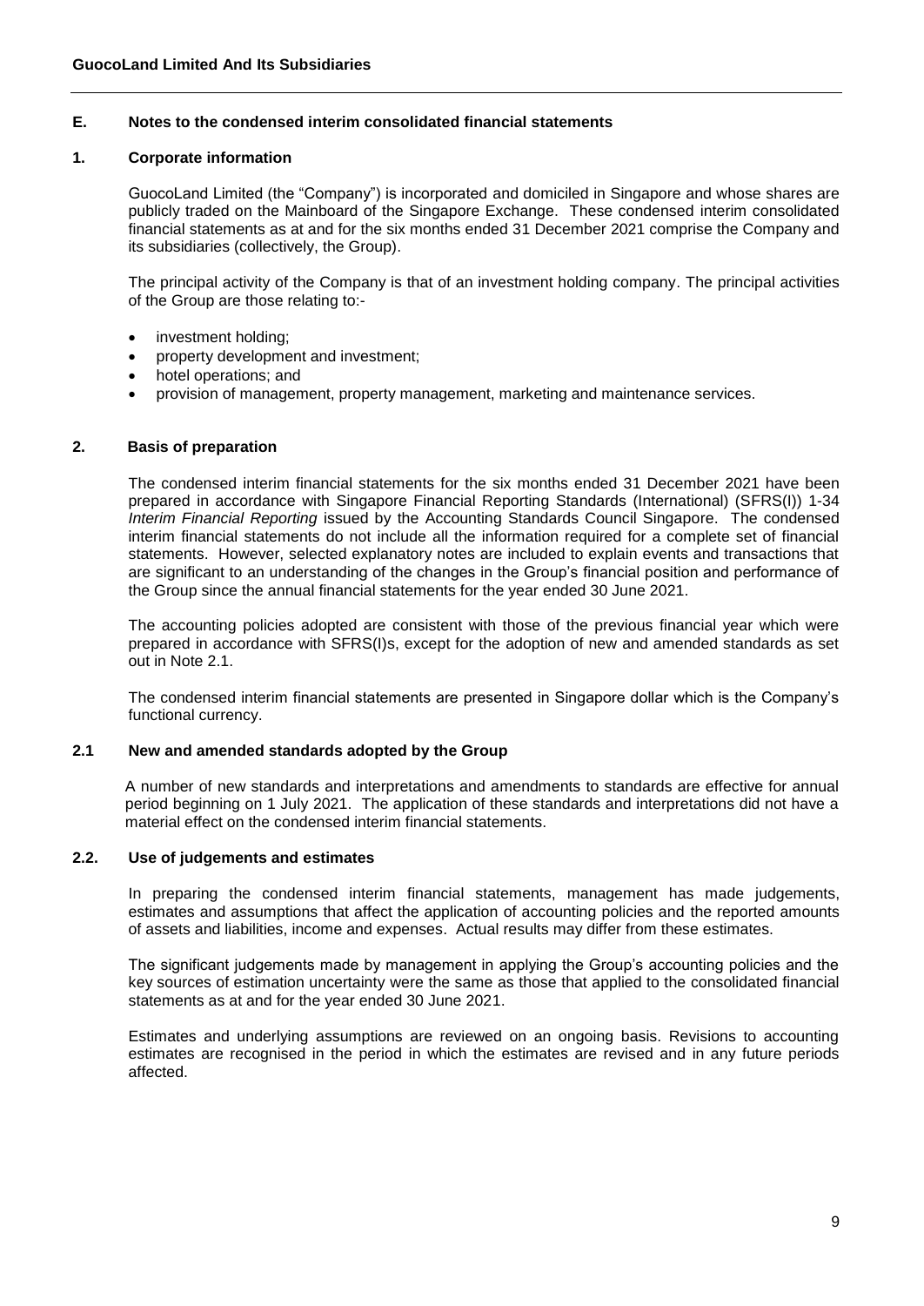## E. Notes to the condensed interim consolidated financial statements

### 1. Corporate information

GuocoLand Limited (the "Company") is incorporated and domiciled in Singapore and whose shares are publicly traded on the Mainboard of the Singapore Exchange. These condensed interim consolidated financial statements as at and for the six months ended 31 December 2021 comprise the Company and its subsidiaries (collectively, the Group).

The principal activity of the Company is that of an investment holding company. The principal activities of the Group are those relating to:-

- investment holding;
- property development and investment;
- hotel operations; and
- provision of management, property management, marketing and maintenance services.

### 2. Basis of preparation

The condensed interim financial statements for the six months ended 31 December 2021 have been prepared in accordance with Singapore Financial Reporting Standards (International) (SFRS(I)) 1-34 *Interim Financial Reporting* issued by the Accounting Standards Council Singapore. The condensed interim financial statements do not include all the information required for a complete set of financial statements. However, selected explanatory notes are included to explain events and transactions that are significant to an understanding of the changes in the Group's financial position and performance of the Group since the annual financial statements for the year ended 30 June 2021.

The accounting policies adopted are consistent with those of the previous financial year which were prepared in accordance with SFRS(I)s, except for the adoption of new and amended standards as set out in Note 2.1.

The condensed interim financial statements are presented in Singapore dollar which is the Company's functional currency.

### 2.1 New and amended standards adopted by the Group

A number of new standards and interpretations and amendments to standards are effective for annual period beginning on 1 July 2021. The application of these standards and interpretations did not have a material effect on the condensed interim financial statements.

### 2.2. Use of judgements and estimates

In preparing the condensed interim financial statements, management has made judgements, estimates and assumptions that affect the application of accounting policies and the reported amounts of assets and liabilities, income and expenses. Actual results may differ from these estimates.

The significant judgements made by management in applying the Group's accounting policies and the key sources of estimation uncertainty were the same as those that applied to the consolidated financial statements as at and for the year ended 30 June 2021.

Estimates and underlying assumptions are reviewed on an ongoing basis. Revisions to accounting estimates are recognised in the period in which the estimates are revised and in any future periods affected.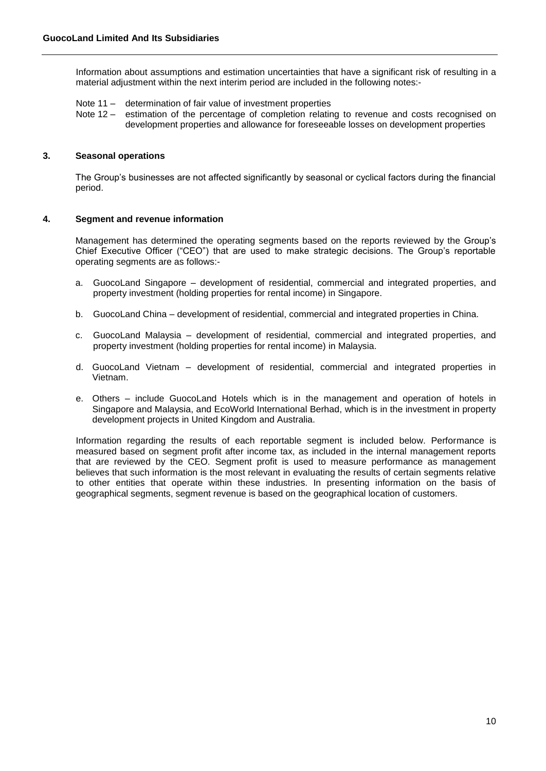Information about assumptions and estimation uncertainties that have a significant risk of resulting in a material adjustment within the next interim period are included in the following notes:-

Note 11 – determination of fair value of investment properties
Note 12 – estimation of the percentage of completion relating to revenue and costs recognised on development properties and allowance for foreseeable losses on development properties

## 3. Seasonal operations

The Group's businesses are not affected significantly by seasonal or cyclical factors during the financial period.

## 4. Segment and revenue information

Management has determined the operating segments based on the reports reviewed by the Group's Chief Executive Officer ("CEO") that are used to make strategic decisions. The Group's reportable operating segments are as follows:-

a. GuocoLand Singapore – development of residential, commercial and integrated properties, and property investment (holding properties for rental income) in Singapore.

b. GuocoLand China – development of residential, commercial and integrated properties in China.

c. GuocoLand Malaysia – development of residential, commercial and integrated properties, and property investment (holding properties for rental income) in Malaysia.

d. GuocoLand Vietnam – development of residential, commercial and integrated properties in Vietnam.

e. Others – include GuocoLand Hotels which is in the management and operation of hotels in Singapore and Malaysia, and EcoWorld International Berhad, which is in the investment in property development projects in United Kingdom and Australia.

Information regarding the results of each reportable segment is included below. Performance is measured based on segment profit after income tax, as included in the internal management reports that are reviewed by the CEO. Segment profit is used to measure performance as management believes that such information is the most relevant in evaluating the results of certain segments relative to other entities that operate within these industries. In presenting information on the basis of geographical segments, segment revenue is based on the geographical location of customers.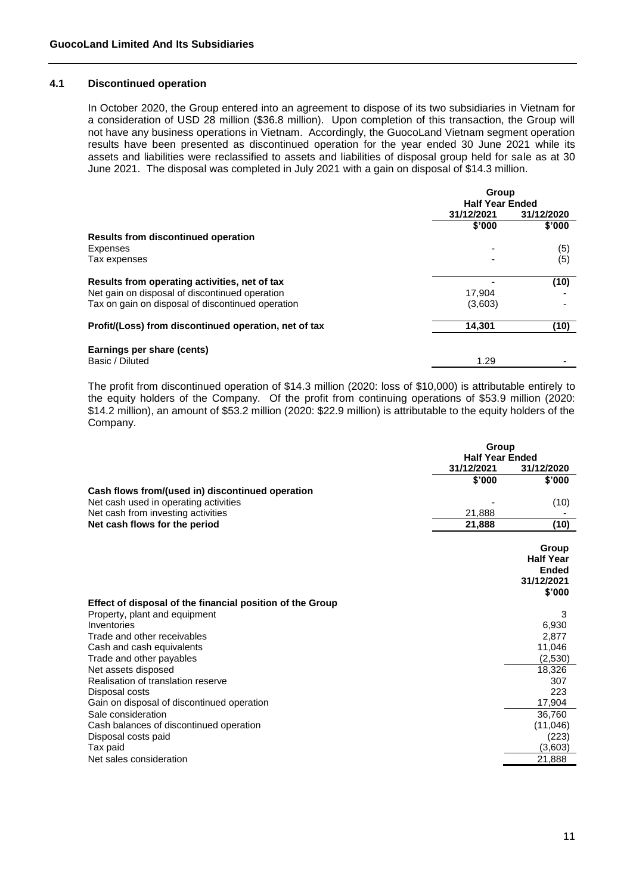### 4.1 Discontinued operation

In October 2020, the Group entered into an agreement to dispose of its two subsidiaries in Vietnam for a consideration of USD 28 million ($36.8 million). Upon completion of this transaction, the Group will not have any business operations in Vietnam. Accordingly, the GuocoLand Vietnam segment operation results have been presented as discontinued operation for the year ended 30 June 2021 while its assets and liabilities were reclassified to assets and liabilities of disposal group held for sale as at 30 June 2021. The disposal was completed in July 2021 with a gain on disposal of $14.3 million.

| | Group | |
|---|---|---|
| | Half Year Ended | |
| | 31/12/2021 | 31/12/2020 |
| | $'000 | $'000 |
| **Results from discontinued operation** | | |
| Expenses | - | (5) |
| Tax expenses | - | (5) |
| **Results from operating activities, net of tax** | - | (10) |
| Net gain on disposal of discontinued operation | 17,904 | - |
| Tax on gain on disposal of discontinued operation | (3,603) | - |
| **Profit/(Loss) from discontinued operation, net of tax** | 14,301 | (10) |
| **Earnings per share (cents)** | | |
| Basic / Diluted | 1.29 | - |

The profit from discontinued operation of $14.3 million (2020: loss of $10,000) is attributable entirely to the equity holders of the Company. Of the profit from continuing operations of $53.9 million (2020: $14.2 million), an amount of $53.2 million (2020: $22.9 million) is attributable to the equity holders of the Company.

| | Group | |
|---|---|---|
| | Half Year Ended | |
| | 31/12/2021 | 31/12/2020 |
| | $'000 | $'000 |
| **Cash flows from/(used in) discontinued operation** | | |
| Net cash used in operating activities | - | (10) |
| Net cash from investing activities | 21,888 | - |
| **Net cash flows for the period** | **21,888** | **(10)** |

| | Group Half Year Ended 31/12/2021 $'000 |
|---|---|
| **Effect of disposal of the financial position of the Group** | |
| Property, plant and equipment | 3 |
| Inventories | 6,930 |
| Trade and other receivables | 2,877 |
| Cash and cash equivalents | 11,046 |
| Trade and other payables | (2,530) |
| Net assets disposed | 18,326 |
| Realisation of translation reserve | 307 |
| Disposal costs | 223 |
| Gain on disposal of discontinued operation | 17,904 |
| Sale consideration | 36,760 |
| Cash balances of discontinued operation | (11,046) |
| Disposal costs paid | (223) |
| Tax paid | (3,603) |
| Net sales consideration | 21,888 |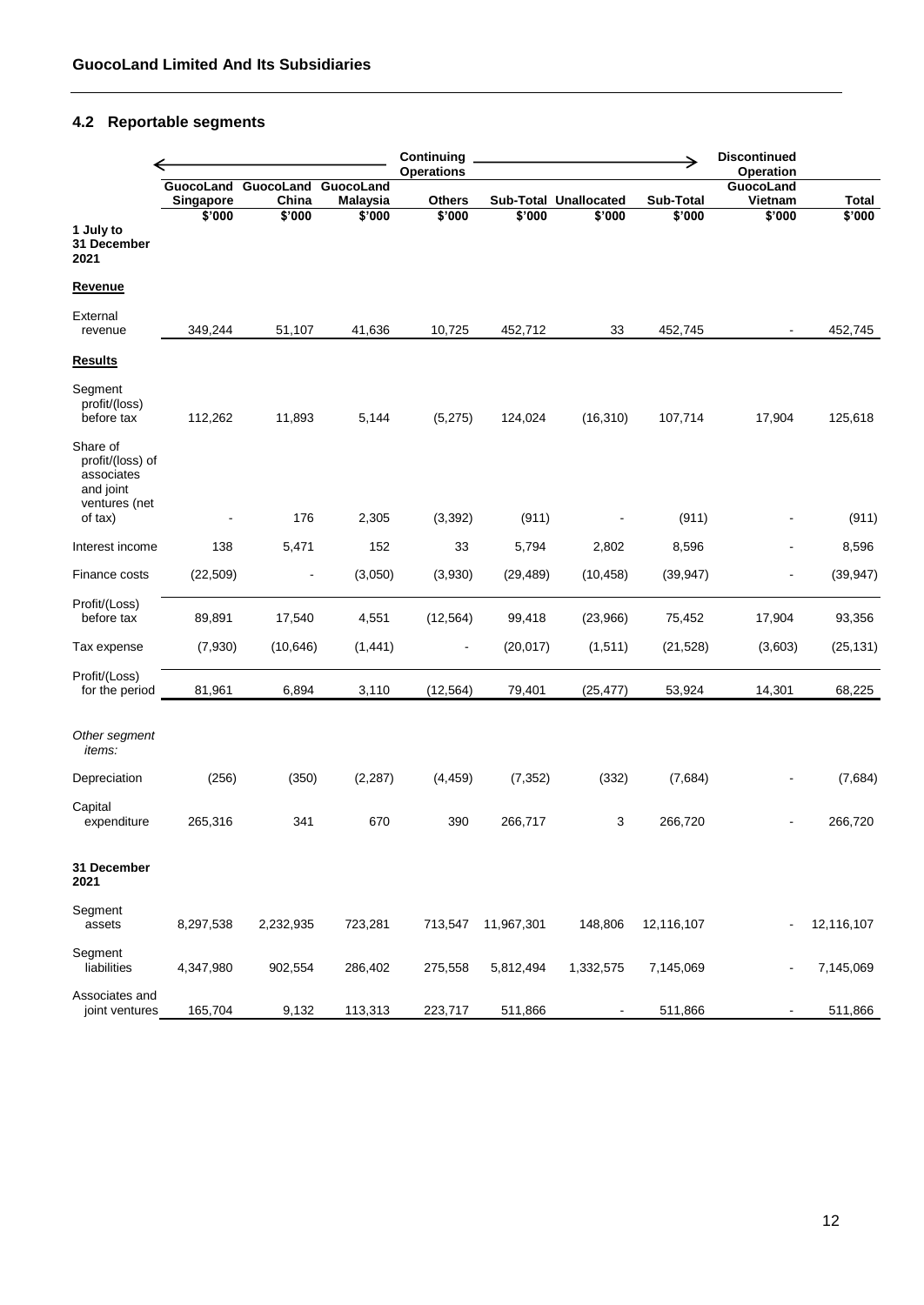## 4.2 Reportable segments

| | Continuing Operations | | | | | | | Discontinued Operation | |
|---|---|---|---|---|---|---|---|---|---|
| | GuocoLand Singapore | GuocoLand China | GuocoLand Malaysia | Others | Sub-Total | Unallocated | Sub-Total | GuocoLand Vietnam | Total |
| | $'000 | $'000 | $'000 | $'000 | $'000 | $'000 | $'000 | $'000 | $'000 |
| **1 July to 31 December 2021** | | | | | | | | | |
| **Revenue** | | | | | | | | | |
| External revenue | 349,244 | 51,107 | 41,636 | 10,725 | 452,712 | 33 | 452,745 | - | 452,745 |
| **Results** | | | | | | | | | |
| Segment profit/(loss) before tax | 112,262 | 11,893 | 5,144 | (5,275) | 124,024 | (16,310) | 107,714 | 17,904 | 125,618 |
| Share of profit/(loss) of associates and joint ventures (net of tax) | - | 176 | 2,305 | (3,392) | (911) | - | (911) | - | (911) |
| Interest income | 138 | 5,471 | 152 | 33 | 5,794 | 2,802 | 8,596 | - | 8,596 |
| Finance costs | (22,509) | - | (3,050) | (3,930) | (29,489) | (10,458) | (39,947) | - | (39,947) |
| Profit/(Loss) before tax | 89,891 | 17,540 | 4,551 | (12,564) | 99,418 | (23,966) | 75,452 | 17,904 | 93,356 |
| Tax expense | (7,930) | (10,646) | (1,441) | - | (20,017) | (1,511) | (21,528) | (3,603) | (25,131) |
| Profit/(Loss) for the period | 81,961 | 6,894 | 3,110 | (12,564) | 79,401 | (25,477) | 53,924 | 14,301 | 68,225 |
| *Other segment items:* | | | | | | | | | |
| Depreciation | (256) | (350) | (2,287) | (4,459) | (7,352) | (332) | (7,684) | - | (7,684) |
| Capital expenditure | 265,316 | 341 | 670 | 390 | 266,717 | 3 | 266,720 | - | 266,720 |
| **31 December 2021** | | | | | | | | | |
| Segment assets | 8,297,538 | 2,232,935 | 723,281 | 713,547 | 11,967,301 | 148,806 | 12,116,107 | - | 12,116,107 |
| Segment liabilities | 4,347,980 | 902,554 | 286,402 | 275,558 | 5,812,494 | 1,332,575 | 7,145,069 | - | 7,145,069 |
| Associates and joint ventures | 165,704 | 9,132 | 113,313 | 223,717 | 511,866 | - | 511,866 | - | 511,866 |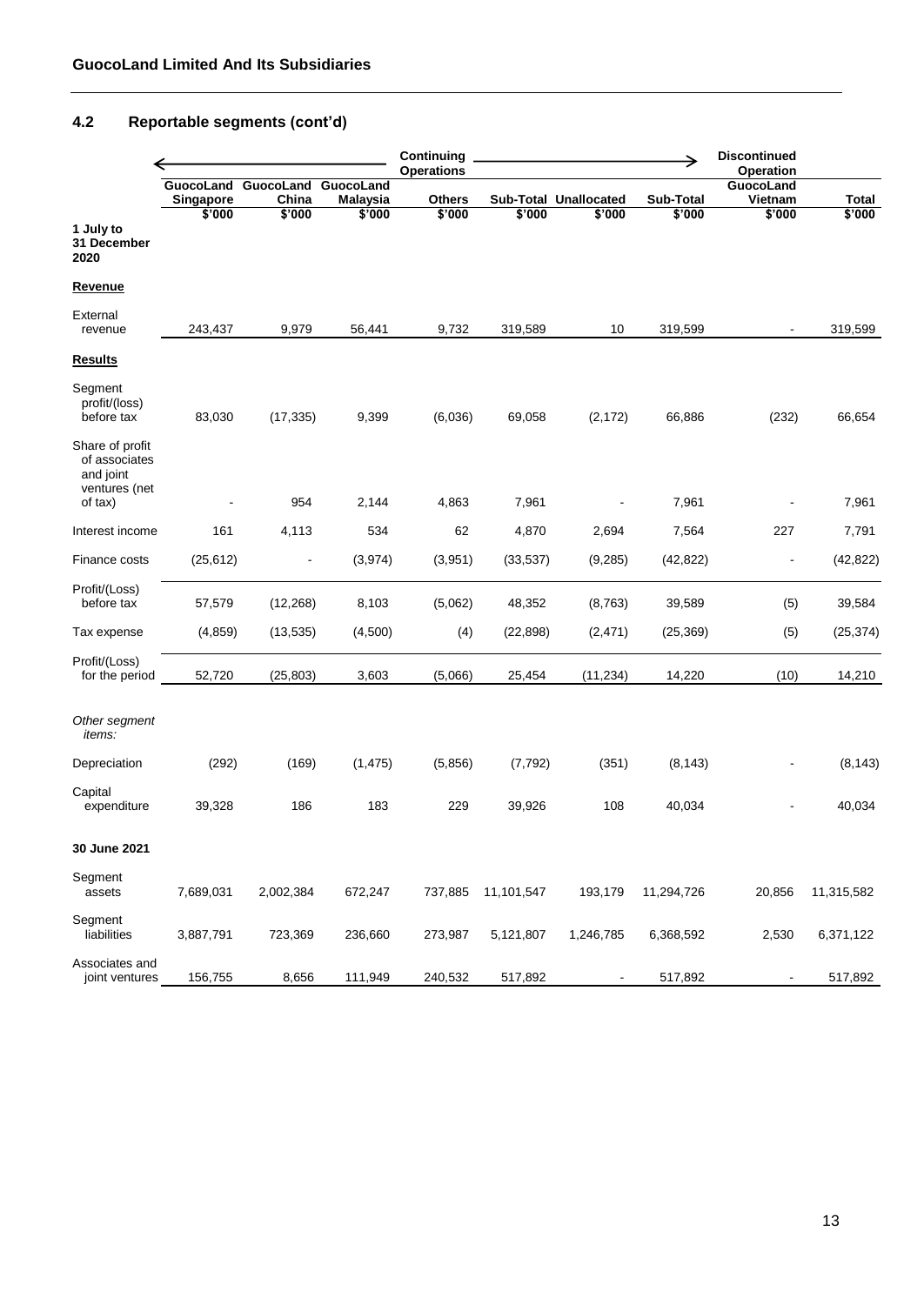### 4.2 Reportable segments (cont'd)

| | Continuing Operations | | | | | | | Discontinued Operation | |
|---|---|---|---|---|---|---|---|---|---|
| | GuocoLand Singapore | GuocoLand China | GuocoLand Malaysia | Others | Sub-Total | Unallocated | Sub-Total | GuocoLand Vietnam | Total |
| | $'000 | $'000 | $'000 | $'000 | $'000 | $'000 | $'000 | $'000 | $'000 |
| **1 July to 31 December 2020** | | | | | | | | | |
| **Revenue** | | | | | | | | | |
| External revenue | 243,437 | 9,979 | 56,441 | 9,732 | 319,589 | 10 | 319,599 | - | 319,599 |
| **Results** | | | | | | | | | |
| Segment profit/(loss) before tax | 83,030 | (17,335) | 9,399 | (6,036) | 69,058 | (2,172) | 66,886 | (232) | 66,654 |
| Share of profit of associates and joint ventures (net of tax) | - | 954 | 2,144 | 4,863 | 7,961 | - | 7,961 | - | 7,961 |
| Interest income | 161 | 4,113 | 534 | 62 | 4,870 | 2,694 | 7,564 | 227 | 7,791 |
| Finance costs | (25,612) | - | (3,974) | (3,951) | (33,537) | (9,285) | (42,822) | - | (42,822) |
| Profit/(Loss) before tax | 57,579 | (12,268) | 8,103 | (5,062) | 48,352 | (8,763) | 39,589 | (5) | 39,584 |
| Tax expense | (4,859) | (13,535) | (4,500) | (4) | (22,898) | (2,471) | (25,369) | (5) | (25,374) |
| Profit/(Loss) for the period | 52,720 | (25,803) | 3,603 | (5,066) | 25,454 | (11,234) | 14,220 | (10) | 14,210 |
| *Other segment items:* | | | | | | | | | |
| Depreciation | (292) | (169) | (1,475) | (5,856) | (7,792) | (351) | (8,143) | - | (8,143) |
| Capital expenditure | 39,328 | 186 | 183 | 229 | 39,926 | 108 | 40,034 | - | 40,034 |
| **30 June 2021** | | | | | | | | | |
| Segment assets | 7,689,031 | 2,002,384 | 672,247 | 737,885 | 11,101,547 | 193,179 | 11,294,726 | 20,856 | 11,315,582 |
| Segment liabilities | 3,887,791 | 723,369 | 236,660 | 273,987 | 5,121,807 | 1,246,785 | 6,368,592 | 2,530 | 6,371,122 |
| Associates and joint ventures | 156,755 | 8,656 | 111,949 | 240,532 | 517,892 | - | 517,892 | - | 517,892 |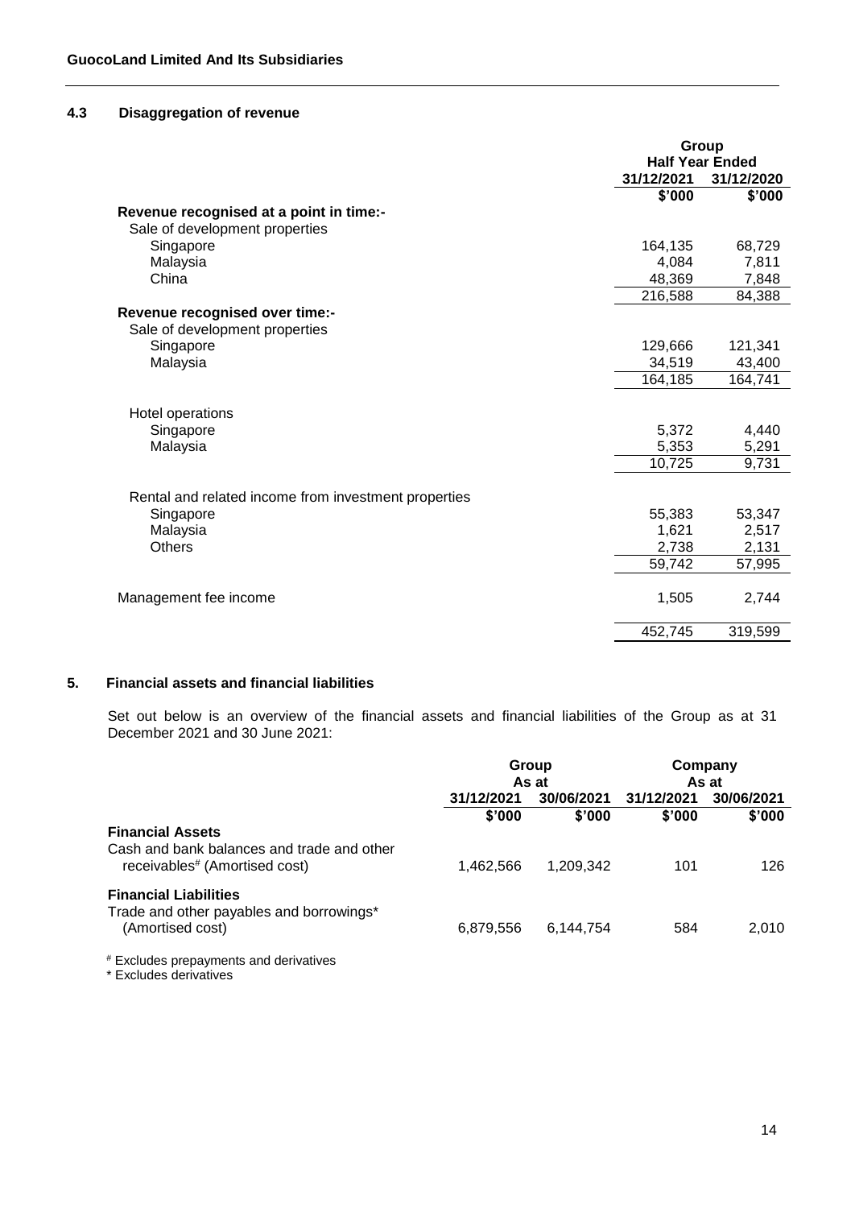### 4.3 Disaggregation of revenue

| | Group | |
|---|---|---|
| | Half Year Ended | |
| | 31/12/2021 | 31/12/2020 |
| | $'000 | $'000 |
| **Revenue recognised at a point in time:-** | | |
| Sale of development properties | | |
| Singapore | 164,135 | 68,729 |
| Malaysia | 4,084 | 7,811 |
| China | 48,369 | 7,848 |
| | 216,588 | 84,388 |
| **Revenue recognised over time:-** | | |
| Sale of development properties | | |
| Singapore | 129,666 | 121,341 |
| Malaysia | 34,519 | 43,400 |
| | 164,185 | 164,741 |
| Hotel operations | | |
| Singapore | 5,372 | 4,440 |
| Malaysia | 5,353 | 5,291 |
| | 10,725 | 9,731 |
| Rental and related income from investment properties | | |
| Singapore | 55,383 | 53,347 |
| Malaysia | 1,621 | 2,517 |
| Others | 2,738 | 2,131 |
| | 59,742 | 57,995 |
| Management fee income | 1,505 | 2,744 |
| | 452,745 | 319,599 |

### 5. Financial assets and financial liabilities

Set out below is an overview of the financial assets and financial liabilities of the Group as at 31 December 2021 and 30 June 2021:

| | Group | | Company | |
|---|---|---|---|---|
| | As at | | As at | |
| | 31/12/2021 | 30/06/2021 | 31/12/2021 | 30/06/2021 |
| | $'000 | $'000 | $'000 | $'000 |
| **Financial Assets** | | | | |
| Cash and bank balances and trade and other receivables# (Amortised cost) | 1,462,566 | 1,209,342 | 101 | 126 |
| **Financial Liabilities** | | | | |
| Trade and other payables and borrowings* (Amortised cost) | 6,879,556 | 6,144,754 | 584 | 2,010 |

# Excludes prepayments and derivatives

* Excludes derivatives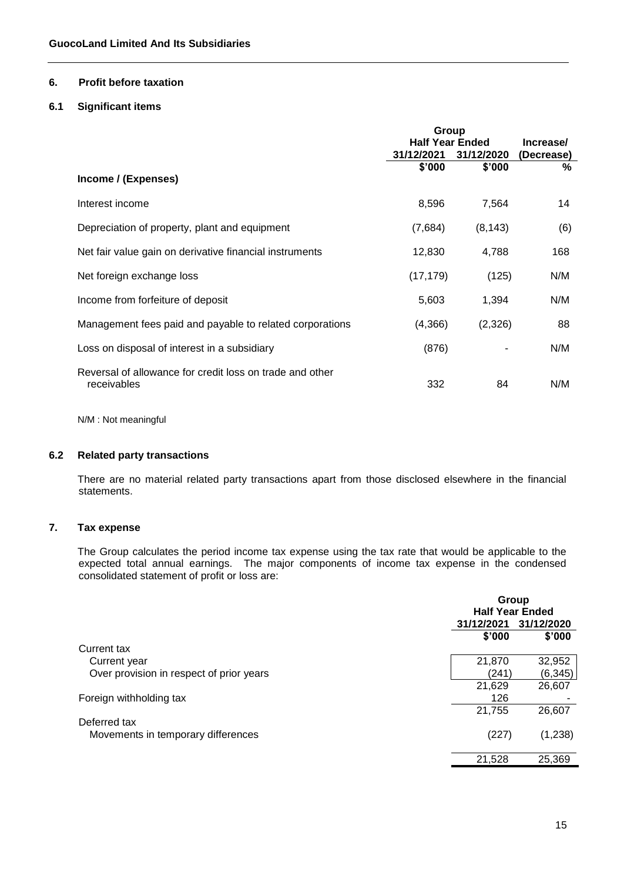## 6. Profit before taxation

### 6.1 Significant items

| | Group | | |
|---|---|---|---|
| | Half Year Ended | | Increase/ |
| | 31/12/2021 | 31/12/2020 | (Decrease) |
| | $'000 | $'000 | % |
| **Income / (Expenses)** | | | |
| Interest income | 8,596 | 7,564 | 14 |
| Depreciation of property, plant and equipment | (7,684) | (8,143) | (6) |
| Net fair value gain on derivative financial instruments | 12,830 | 4,788 | 168 |
| Net foreign exchange loss | (17,179) | (125) | N/M |
| Income from forfeiture of deposit | 5,603 | 1,394 | N/M |
| Management fees paid and payable to related corporations | (4,366) | (2,326) | 88 |
| Loss on disposal of interest in a subsidiary | (876) | - | N/M |
| Reversal of allowance for credit loss on trade and other receivables | 332 | 84 | N/M |

N/M : Not meaningful

### 6.2 Related party transactions

There are no material related party transactions apart from those disclosed elsewhere in the financial statements.

## 7. Tax expense

The Group calculates the period income tax expense using the tax rate that would be applicable to the expected total annual earnings. The major components of income tax expense in the condensed consolidated statement of profit or loss are:

| | Group | |
|---|---|---|
| | Half Year Ended | |
| | 31/12/2021 | 31/12/2020 |
| | $'000 | $'000 |
| Current tax | | |
| Current year | 21,870 | 32,952 |
| Over provision in respect of prior years | (241) | (6,345) |
| | 21,629 | 26,607 |
| Foreign withholding tax | 126 | - |
| | 21,755 | 26,607 |
| Deferred tax | | |
| Movements in temporary differences | (227) | (1,238) |
| | 21,528 | 25,369 |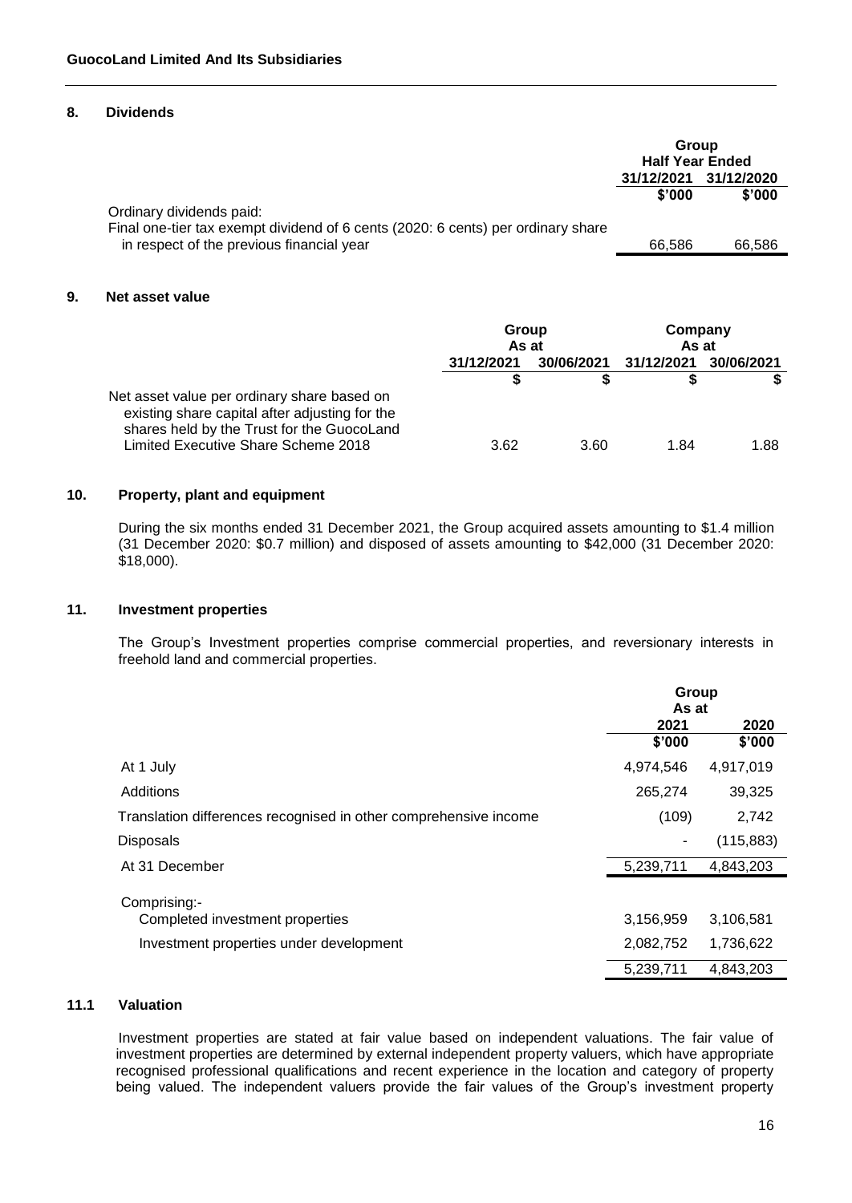## 8. Dividends

| | Group Half Year Ended | |
|---|---|---|
| | 31/12/2021 | 31/12/2020 |
| | $'000 | $'000 |
| Ordinary dividends paid: | | |
| Final one-tier tax exempt dividend of 6 cents (2020: 6 cents) per ordinary share in respect of the previous financial year | 66,586 | 66,586 |

## 9. Net asset value

| | Group As at | | Company As at | |
|---|---|---|---|---|
| | 31/12/2021 | 30/06/2021 | 31/12/2021 | 30/06/2021 |
| | $ | $ | $ | $ |
| Net asset value per ordinary share based on existing share capital after adjusting for the shares held by the Trust for the GuocoLand Limited Executive Share Scheme 2018 | 3.62 | 3.60 | 1.84 | 1.88 |

## 10. Property, plant and equipment

During the six months ended 31 December 2021, the Group acquired assets amounting to $1.4 million (31 December 2020: $0.7 million) and disposed of assets amounting to $42,000 (31 December 2020: $18,000).

## 11. Investment properties

The Group's Investment properties comprise commercial properties, and reversionary interests in freehold land and commercial properties.

| | Group As at | |
|---|---|---|
| | 2021 | 2020 |
| | $'000 | $'000 |
| At 1 July | 4,974,546 | 4,917,019 |
| Additions | 265,274 | 39,325 |
| Translation differences recognised in other comprehensive income | (109) | 2,742 |
| Disposals | - | (115,883) |
| At 31 December | 5,239,711 | 4,843,203 |
| Comprising:- | | |
| Completed investment properties | 3,156,959 | 3,106,581 |
| Investment properties under development | 2,082,752 | 1,736,622 |
| | 5,239,711 | 4,843,203 |

### 11.1 Valuation

Investment properties are stated at fair value based on independent valuations. The fair value of investment properties are determined by external independent property valuers, which have appropriate recognised professional qualifications and recent experience in the location and category of property being valued. The independent valuers provide the fair values of the Group's investment property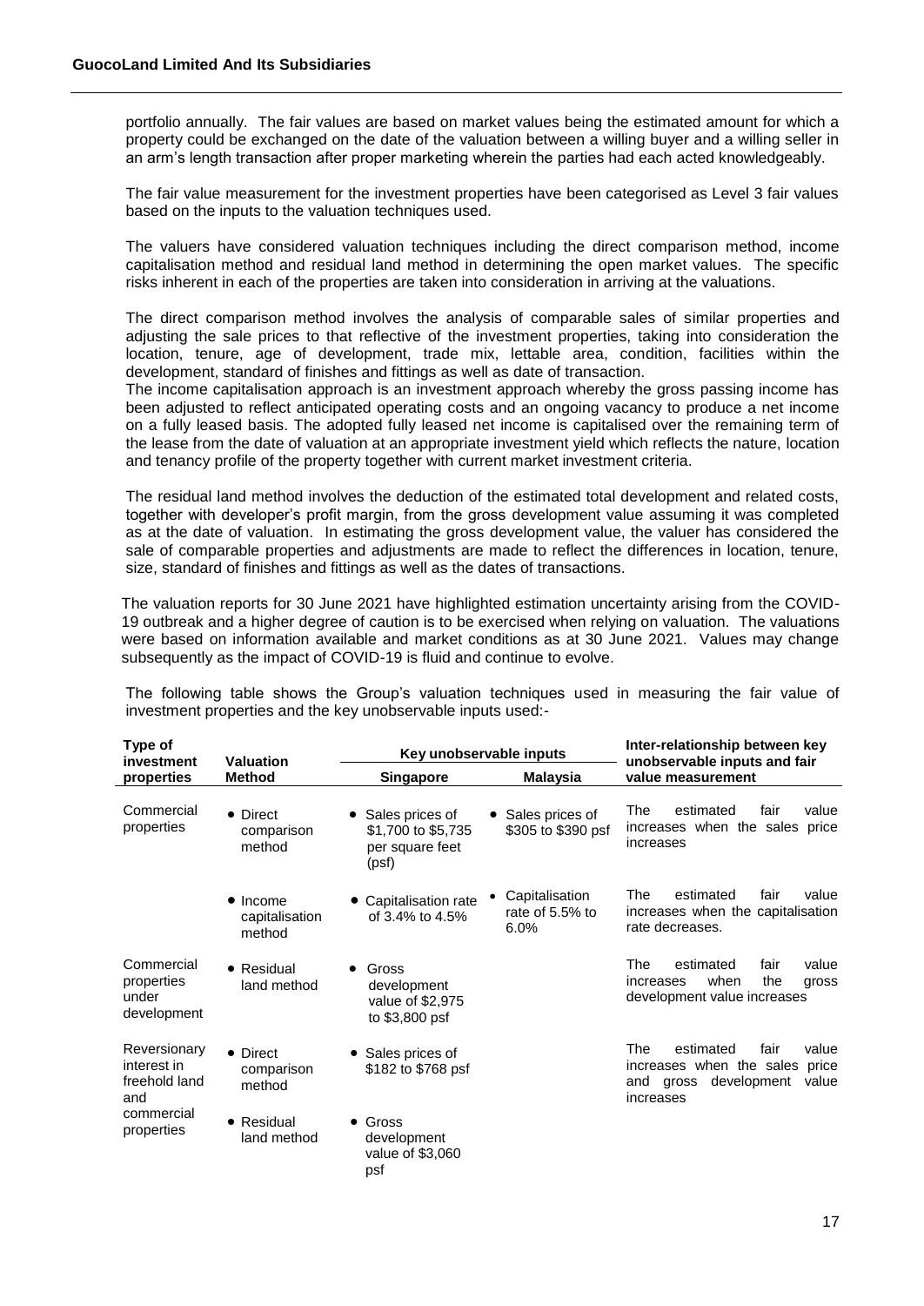portfolio annually. The fair values are based on market values being the estimated amount for which a property could be exchanged on the date of the valuation between a willing buyer and a willing seller in an arm's length transaction after proper marketing wherein the parties had each acted knowledgeably.

The fair value measurement for the investment properties have been categorised as Level 3 fair values based on the inputs to the valuation techniques used.

The valuers have considered valuation techniques including the direct comparison method, income capitalisation method and residual land method in determining the open market values. The specific risks inherent in each of the properties are taken into consideration in arriving at the valuations.

The direct comparison method involves the analysis of comparable sales of similar properties and adjusting the sale prices to that reflective of the investment properties, taking into consideration the location, tenure, age of development, trade mix, lettable area, condition, facilities within the development, standard of finishes and fittings as well as date of transaction.
The income capitalisation approach is an investment approach whereby the gross passing income has been adjusted to reflect anticipated operating costs and an ongoing vacancy to produce a net income on a fully leased basis. The adopted fully leased net income is capitalised over the remaining term of the lease from the date of valuation at an appropriate investment yield which reflects the nature, location and tenancy profile of the property together with current market investment criteria.

The residual land method involves the deduction of the estimated total development and related costs, together with developer's profit margin, from the gross development value assuming it was completed as at the date of valuation. In estimating the gross development value, the valuer has considered the sale of comparable properties and adjustments are made to reflect the differences in location, tenure, size, standard of finishes and fittings as well as the dates of transactions.

The valuation reports for 30 June 2021 have highlighted estimation uncertainty arising from the COVID-19 outbreak and a higher degree of caution is to be exercised when relying on valuation. The valuations were based on information available and market conditions as at 30 June 2021. Values may change subsequently as the impact of COVID-19 is fluid and continue to evolve.

The following table shows the Group's valuation techniques used in measuring the fair value of investment properties and the key unobservable inputs used:-

| Type of investment properties | Valuation Method | Key unobservable inputs | | Inter-relationship between key unobservable inputs and fair value measurement |
|---|---|---|---|---|
| | | **Singapore** | **Malaysia** | |
| Commercial properties | • Direct comparison method | • Sales prices of $1,700 to $5,735 per square feet (psf) | • Sales prices of $305 to $390 psf | The estimated fair value increases when the sales price increases |
| | • Income capitalisation method | • Capitalisation rate of 3.4% to 4.5% | • Capitalisation rate of 5.5% to 6.0% | The estimated fair value increases when the capitalisation rate decreases. |
| Commercial properties under development | • Residual land method | • Gross development value of $2,975 to $3,800 psf | | The estimated fair value increases when the gross development value increases |
| Reversionary interest in freehold land and commercial properties | • Direct comparison method | • Sales prices of $182 to $768 psf | | The estimated fair value increases when the sales price and gross development value increases |
| | • Residual land method | • Gross development value of $3,060 psf | | |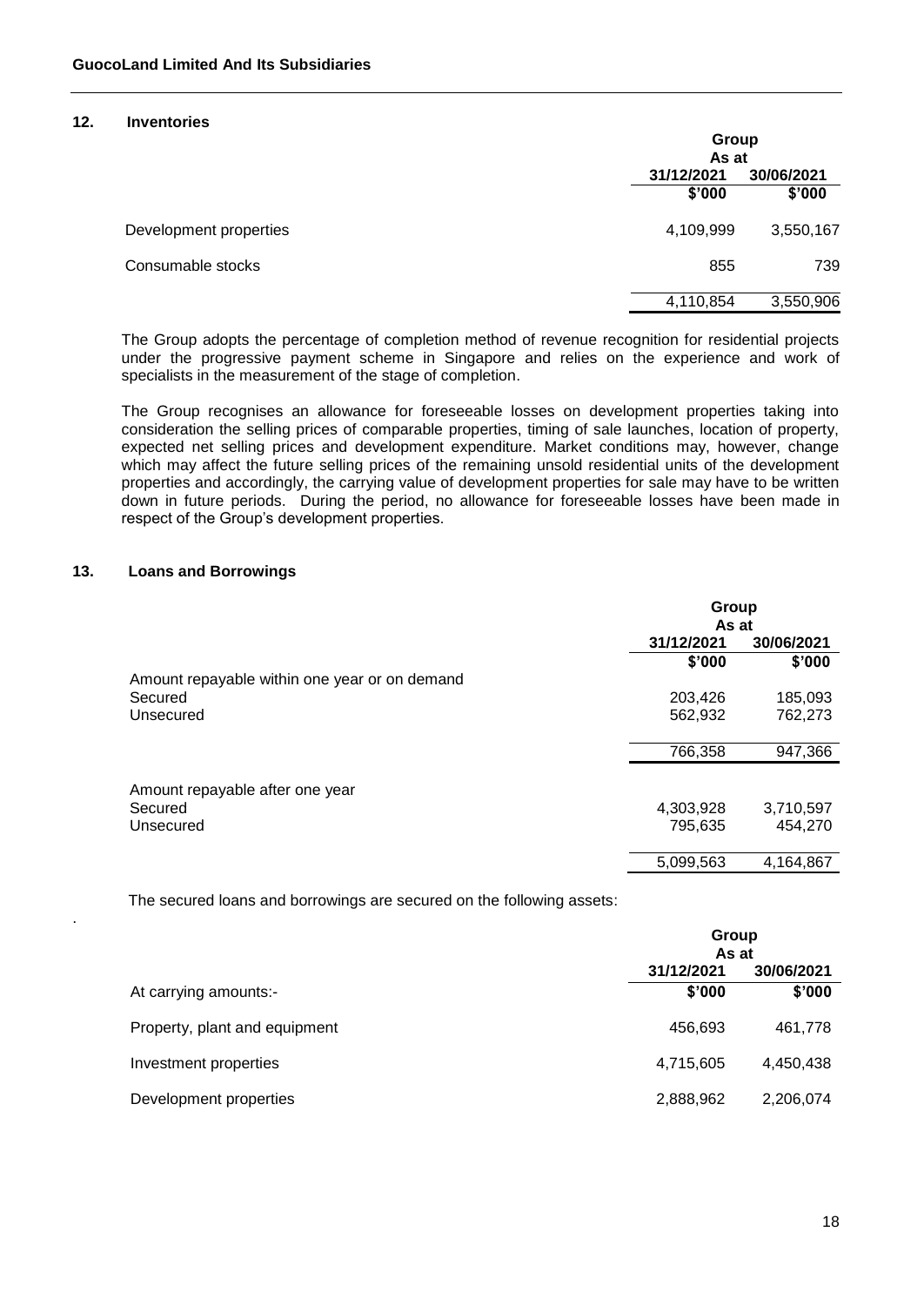## 12. Inventories

| | Group | |
|---|---|---|
| | As at | |
| | 31/12/2021 | 30/06/2021 |
| | $'000 | $'000 |
| Development properties | 4,109,999 | 3,550,167 |
| Consumable stocks | 855 | 739 |
| | 4,110,854 | 3,550,906 |

The Group adopts the percentage of completion method of revenue recognition for residential projects under the progressive payment scheme in Singapore and relies on the experience and work of specialists in the measurement of the stage of completion.

The Group recognises an allowance for foreseeable losses on development properties taking into consideration the selling prices of comparable properties, timing of sale launches, location of property, expected net selling prices and development expenditure. Market conditions may, however, change which may affect the future selling prices of the remaining unsold residential units of the development properties and accordingly, the carrying value of development properties for sale may have to be written down in future periods. During the period, no allowance for foreseeable losses have been made in respect of the Group's development properties.

## 13. Loans and Borrowings

| | Group | |
|---|---|---|
| | As at | |
| | 31/12/2021 | 30/06/2021 |
| | $'000 | $'000 |
| Amount repayable within one year or on demand | | |
| Secured | 203,426 | 185,093 |
| Unsecured | 562,932 | 762,273 |
| | 766,358 | 947,366 |
| Amount repayable after one year | | |
| Secured | 4,303,928 | 3,710,597 |
| Unsecured | 795,635 | 454,270 |
| | 5,099,563 | 4,164,867 |

The secured loans and borrowings are secured on the following assets:

| | Group | |
|---|---|---|
| | As at | |
| | 31/12/2021 | 30/06/2021 |
| At carrying amounts:- | $'000 | $'000 |
| Property, plant and equipment | 456,693 | 461,778 |
| Investment properties | 4,715,605 | 4,450,438 |
| Development properties | 2,888,962 | 2,206,074 |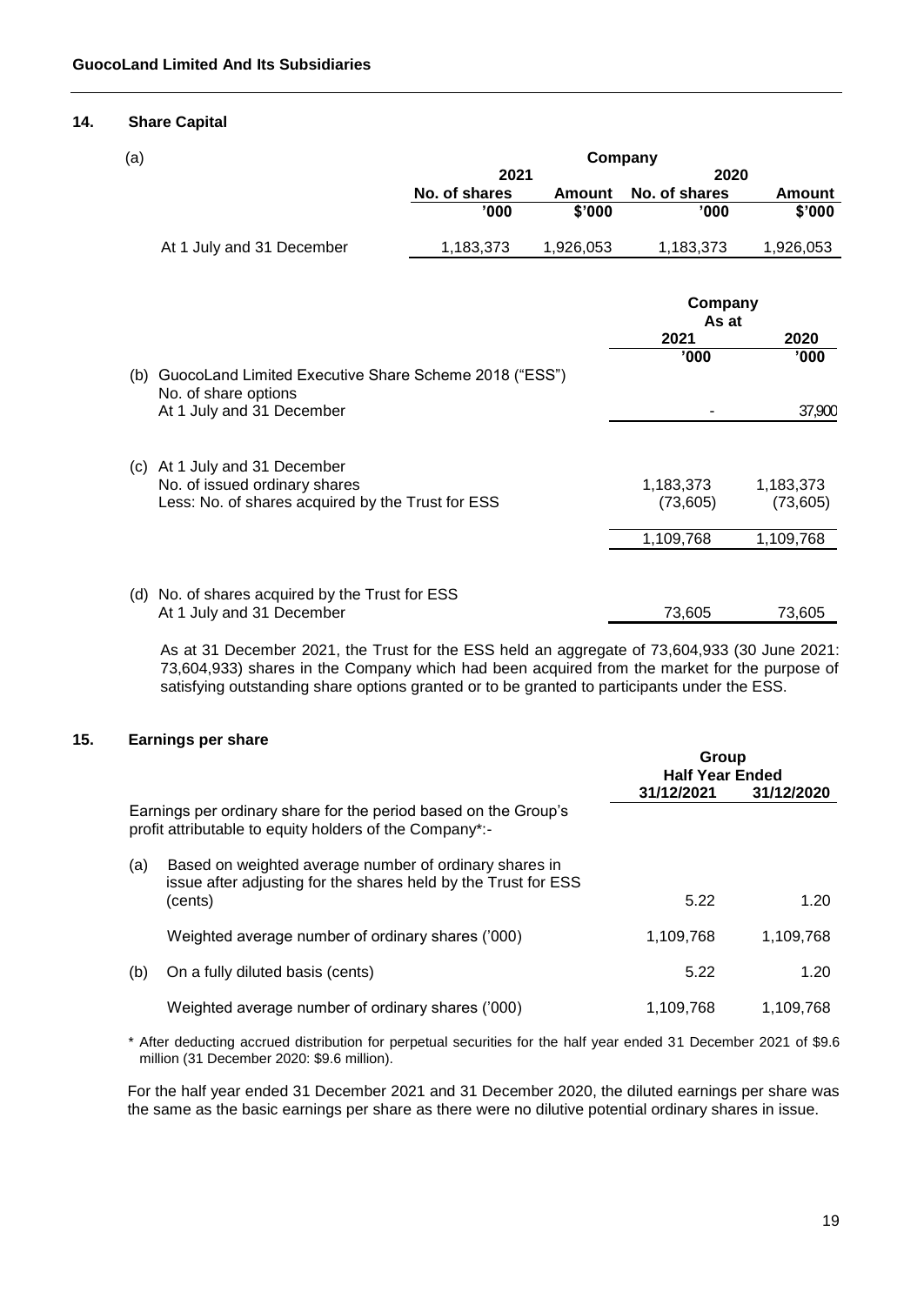## 14. Share Capital

(a)

| | Company | | | |
|---|---|---|---|---|
| | 2021 | | 2020 | |
| | No. of shares | Amount | No. of shares | Amount |
| | '000 | $'000 | '000 | $'000 |
| At 1 July and 31 December | 1,183,373 | 1,926,053 | 1,183,373 | 1,926,053 |

| | Company As at | |
|---|---|---|
| | 2021 | 2020 |
| | '000 | '000 |
| (b) GuocoLand Limited Executive Share Scheme 2018 ("ESS") | | |
| No. of share options | | |
| At 1 July and 31 December | - | 37,900 |
| | | |
| (c) At 1 July and 31 December | | |
| No. of issued ordinary shares | 1,183,373 | 1,183,373 |
| Less: No. of shares acquired by the Trust for ESS | (73,605) | (73,605) |
| | 1,109,768 | 1,109,768 |
| | | |
| (d) No. of shares acquired by the Trust for ESS | | |
| At 1 July and 31 December | 73,605 | 73,605 |

As at 31 December 2021, the Trust for the ESS held an aggregate of 73,604,933 (30 June 2021: 73,604,933) shares in the Company which had been acquired from the market for the purpose of satisfying outstanding share options granted or to be granted to participants under the ESS.

## 15. Earnings per share

| | Group Half Year Ended | |
|---|---|---|
| | 31/12/2021 | 31/12/2020 |
| Earnings per ordinary share for the period based on the Group's profit attributable to equity holders of the Company*:- | | |
| (a) Based on weighted average number of ordinary shares in issue after adjusting for the shares held by the Trust for ESS (cents) | 5.22 | 1.20 |
| Weighted average number of ordinary shares ('000) | 1,109,768 | 1,109,768 |
| (b) On a fully diluted basis (cents) | 5.22 | 1.20 |
| Weighted average number of ordinary shares ('000) | 1,109,768 | 1,109,768 |

\* After deducting accrued distribution for perpetual securities for the half year ended 31 December 2021 of $9.6 million (31 December 2020: $9.6 million).

For the half year ended 31 December 2021 and 31 December 2020, the diluted earnings per share was the same as the basic earnings per share as there were no dilutive potential ordinary shares in issue.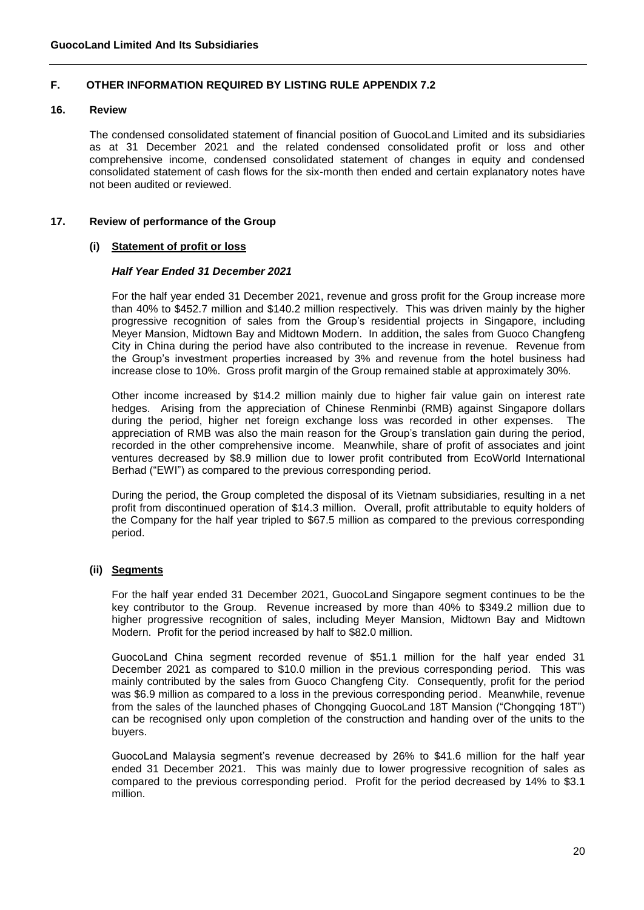## F. OTHER INFORMATION REQUIRED BY LISTING RULE APPENDIX 7.2

### 16. Review

The condensed consolidated statement of financial position of GuocoLand Limited and its subsidiaries as at 31 December 2021 and the related condensed consolidated profit or loss and other comprehensive income, condensed consolidated statement of changes in equity and condensed consolidated statement of cash flows for the six-month then ended and certain explanatory notes have not been audited or reviewed.

### 17. Review of performance of the Group

#### (i) Statement of profit or loss

***Half Year Ended 31 December 2021***

For the half year ended 31 December 2021, revenue and gross profit for the Group increase more than 40% to \$452.7 million and \$140.2 million respectively. This was driven mainly by the higher progressive recognition of sales from the Group's residential projects in Singapore, including Meyer Mansion, Midtown Bay and Midtown Modern. In addition, the sales from Guoco Changfeng City in China during the period have also contributed to the increase in revenue. Revenue from the Group's investment properties increased by 3% and revenue from the hotel business had increase close to 10%. Gross profit margin of the Group remained stable at approximately 30%.

Other income increased by \$14.2 million mainly due to higher fair value gain on interest rate hedges. Arising from the appreciation of Chinese Renminbi (RMB) against Singapore dollars during the period, higher net foreign exchange loss was recorded in other expenses. The appreciation of RMB was also the main reason for the Group's translation gain during the period, recorded in the other comprehensive income. Meanwhile, share of profit of associates and joint ventures decreased by \$8.9 million due to lower profit contributed from EcoWorld International Berhad ("EWI") as compared to the previous corresponding period.

During the period, the Group completed the disposal of its Vietnam subsidiaries, resulting in a net profit from discontinued operation of \$14.3 million. Overall, profit attributable to equity holders of the Company for the half year tripled to \$67.5 million as compared to the previous corresponding period.

#### (ii) Segments

For the half year ended 31 December 2021, GuocoLand Singapore segment continues to be the key contributor to the Group. Revenue increased by more than 40% to \$349.2 million due to higher progressive recognition of sales, including Meyer Mansion, Midtown Bay and Midtown Modern. Profit for the period increased by half to \$82.0 million.

GuocoLand China segment recorded revenue of \$51.1 million for the half year ended 31 December 2021 as compared to \$10.0 million in the previous corresponding period. This was mainly contributed by the sales from Guoco Changfeng City. Consequently, profit for the period was \$6.9 million as compared to a loss in the previous corresponding period. Meanwhile, revenue from the sales of the launched phases of Chongqing GuocoLand 18T Mansion ("Chongqing 18T") can be recognised only upon completion of the construction and handing over of the units to the buyers.

GuocoLand Malaysia segment's revenue decreased by 26% to \$41.6 million for the half year ended 31 December 2021. This was mainly due to lower progressive recognition of sales as compared to the previous corresponding period. Profit for the period decreased by 14% to \$3.1 million.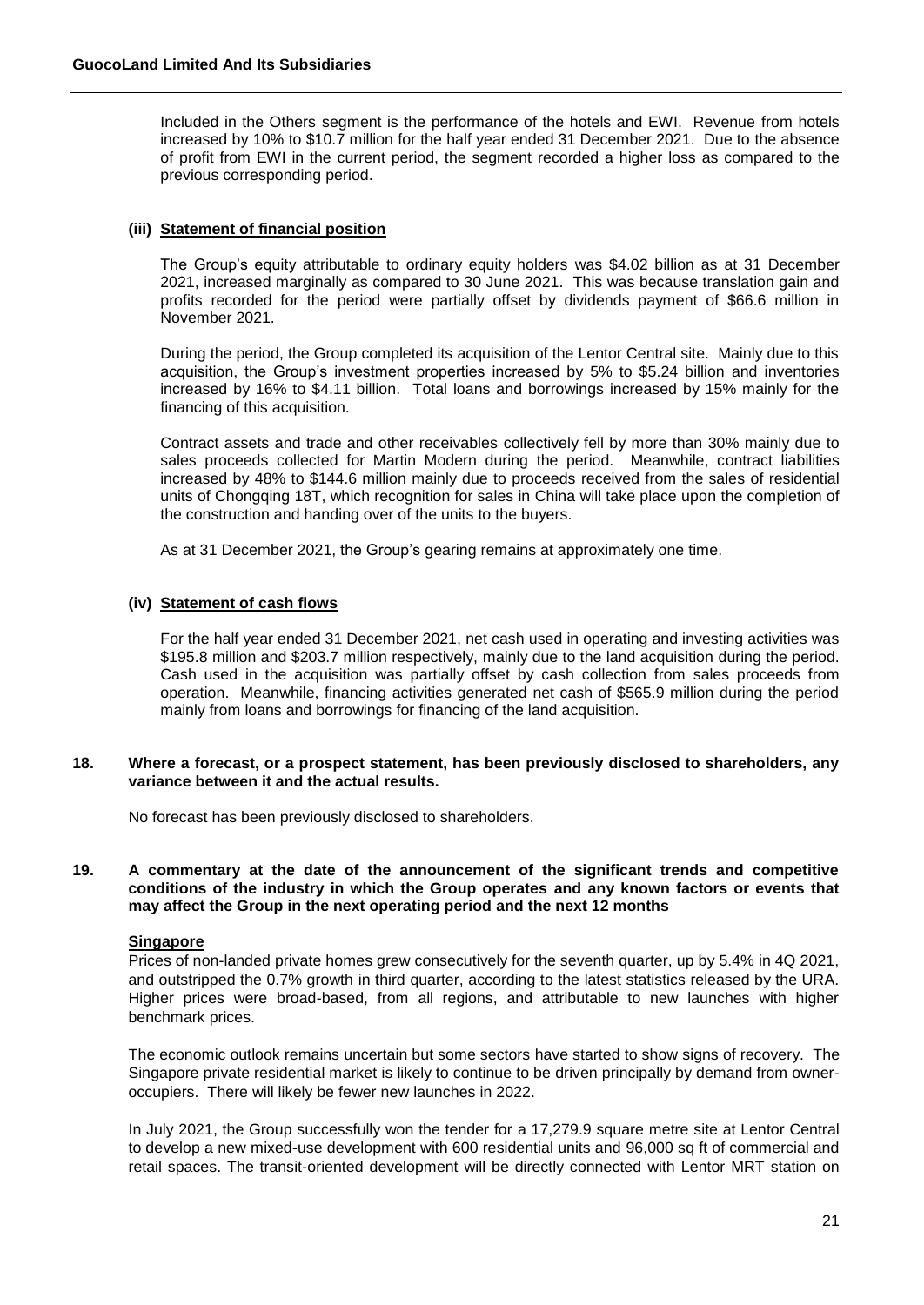Included in the Others segment is the performance of the hotels and EWI. Revenue from hotels increased by 10% to $10.7 million for the half year ended 31 December 2021. Due to the absence of profit from EWI in the current period, the segment recorded a higher loss as compared to the previous corresponding period.

#### (iii) Statement of financial position

The Group's equity attributable to ordinary equity holders was $4.02 billion as at 31 December 2021, increased marginally as compared to 30 June 2021. This was because translation gain and profits recorded for the period were partially offset by dividends payment of $66.6 million in November 2021.

During the period, the Group completed its acquisition of the Lentor Central site. Mainly due to this acquisition, the Group's investment properties increased by 5% to $5.24 billion and inventories increased by 16% to $4.11 billion. Total loans and borrowings increased by 15% mainly for the financing of this acquisition.

Contract assets and trade and other receivables collectively fell by more than 30% mainly due to sales proceeds collected for Martin Modern during the period. Meanwhile, contract liabilities increased by 48% to $144.6 million mainly due to proceeds received from the sales of residential units of Chongqing 18T, which recognition for sales in China will take place upon the completion of the construction and handing over of the units to the buyers.

As at 31 December 2021, the Group's gearing remains at approximately one time.

#### (iv) Statement of cash flows

For the half year ended 31 December 2021, net cash used in operating and investing activities was $195.8 million and $203.7 million respectively, mainly due to the land acquisition during the period. Cash used in the acquisition was partially offset by cash collection from sales proceeds from operation. Meanwhile, financing activities generated net cash of $565.9 million during the period mainly from loans and borrowings for financing of the land acquisition.

### 18. Where a forecast, or a prospect statement, has been previously disclosed to shareholders, any variance between it and the actual results.

No forecast has been previously disclosed to shareholders.

### 19. A commentary at the date of the announcement of the significant trends and competitive conditions of the industry in which the Group operates and any known factors or events that may affect the Group in the next operating period and the next 12 months

**Singapore**

Prices of non-landed private homes grew consecutively for the seventh quarter, up by 5.4% in 4Q 2021, and outstripped the 0.7% growth in third quarter, according to the latest statistics released by the URA. Higher prices were broad-based, from all regions, and attributable to new launches with higher benchmark prices.

The economic outlook remains uncertain but some sectors have started to show signs of recovery. The Singapore private residential market is likely to continue to be driven principally by demand from owner-occupiers. There will likely be fewer new launches in 2022.

In July 2021, the Group successfully won the tender for a 17,279.9 square metre site at Lentor Central to develop a new mixed-use development with 600 residential units and 96,000 sq ft of commercial and retail spaces. The transit-oriented development will be directly connected with Lentor MRT station on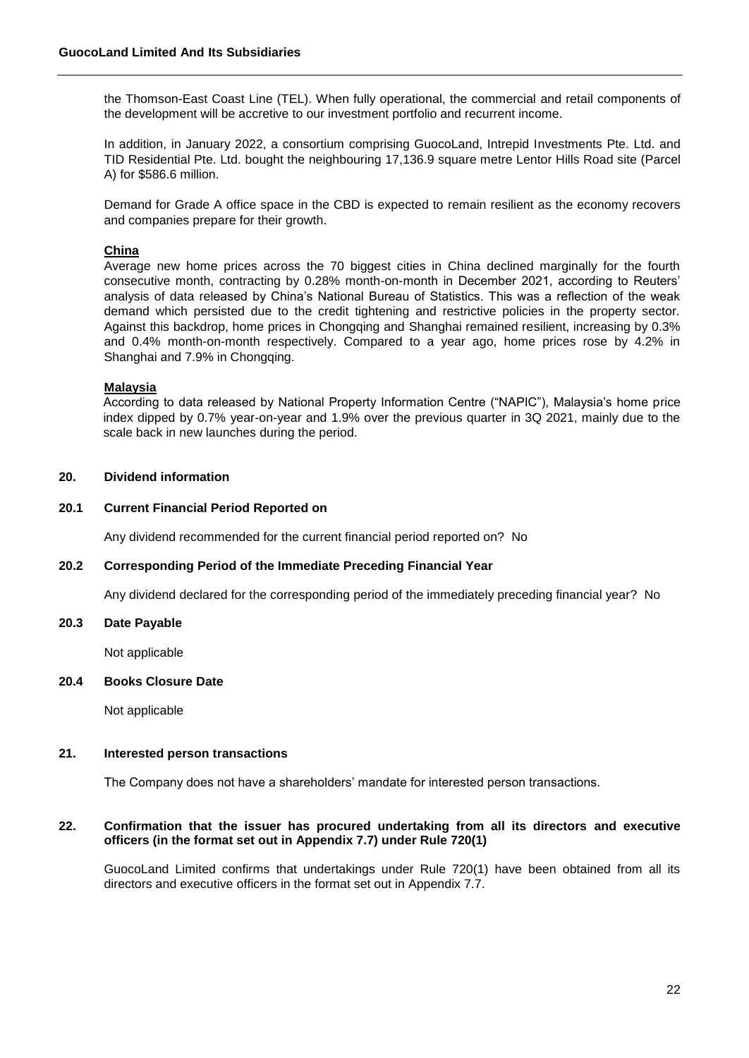the Thomson-East Coast Line (TEL). When fully operational, the commercial and retail components of the development will be accretive to our investment portfolio and recurrent income.

In addition, in January 2022, a consortium comprising GuocoLand, Intrepid Investments Pte. Ltd. and TID Residential Pte. Ltd. bought the neighbouring 17,136.9 square metre Lentor Hills Road site (Parcel A) for $586.6 million.

Demand for Grade A office space in the CBD is expected to remain resilient as the economy recovers and companies prepare for their growth.

**China**

Average new home prices across the 70 biggest cities in China declined marginally for the fourth consecutive month, contracting by 0.28% month-on-month in December 2021, according to Reuters' analysis of data released by China's National Bureau of Statistics. This was a reflection of the weak demand which persisted due to the credit tightening and restrictive policies in the property sector. Against this backdrop, home prices in Chongqing and Shanghai remained resilient, increasing by 0.3% and 0.4% month-on-month respectively. Compared to a year ago, home prices rose by 4.2% in Shanghai and 7.9% in Chongqing.

**Malaysia**

According to data released by National Property Information Centre ("NAPIC"), Malaysia's home price index dipped by 0.7% year-on-year and 1.9% over the previous quarter in 3Q 2021, mainly due to the scale back in new launches during the period.

## 20. Dividend information

### 20.1 Current Financial Period Reported on

Any dividend recommended for the current financial period reported on? No

### 20.2 Corresponding Period of the Immediate Preceding Financial Year

Any dividend declared for the corresponding period of the immediately preceding financial year? No

### 20.3 Date Payable

Not applicable

### 20.4 Books Closure Date

Not applicable

## 21. Interested person transactions

The Company does not have a shareholders' mandate for interested person transactions.

## 22. Confirmation that the issuer has procured undertaking from all its directors and executive officers (in the format set out in Appendix 7.7) under Rule 720(1)

GuocoLand Limited confirms that undertakings under Rule 720(1) have been obtained from all its directors and executive officers in the format set out in Appendix 7.7.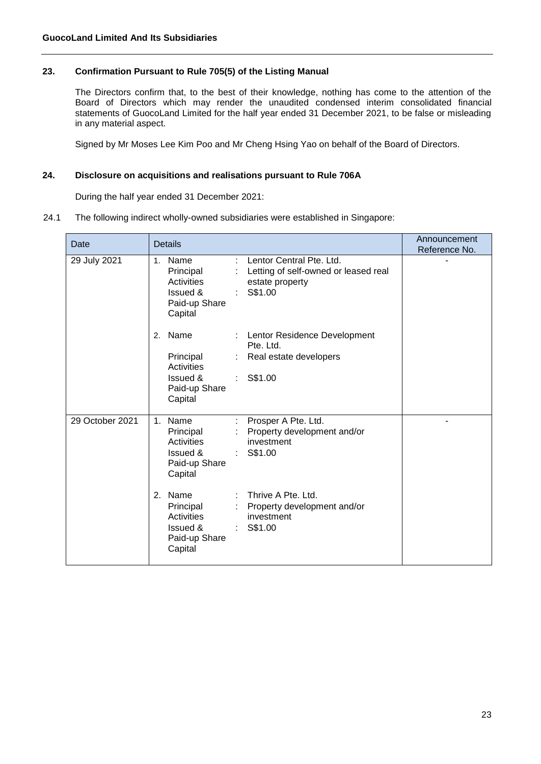## 23. Confirmation Pursuant to Rule 705(5) of the Listing Manual

The Directors confirm that, to the best of their knowledge, nothing has come to the attention of the Board of Directors which may render the unaudited condensed interim consolidated financial statements of GuocoLand Limited for the half year ended 31 December 2021, to be false or misleading in any material aspect.

Signed by Mr Moses Lee Kim Poo and Mr Cheng Hsing Yao on behalf of the Board of Directors.

## 24. Disclosure on acquisitions and realisations pursuant to Rule 706A

During the half year ended 31 December 2021:

24.1 The following indirect wholly-owned subsidiaries were established in Singapore:

| Date | Details | Announcement Reference No. |
|---|---|---|
| 29 July 2021 | 1. Name : Lentor Central Pte. Ltd.<br>Principal Activities : Letting of self-owned or leased real estate property<br>Issued & Paid-up Share Capital : S$1.00<br><br>2. Name : Lentor Residence Development Pte. Ltd.<br>Principal Activities : Real estate developers<br>Issued & Paid-up Share Capital : S$1.00 | - |
| 29 October 2021 | 1. Name : Prosper A Pte. Ltd.<br>Principal Activities : Property development and/or investment<br>Issued & Paid-up Share Capital : S$1.00<br><br>2. Name : Thrive A Pte. Ltd.<br>Principal Activities : Property development and/or investment<br>Issued & Paid-up Share Capital : S$1.00 | - |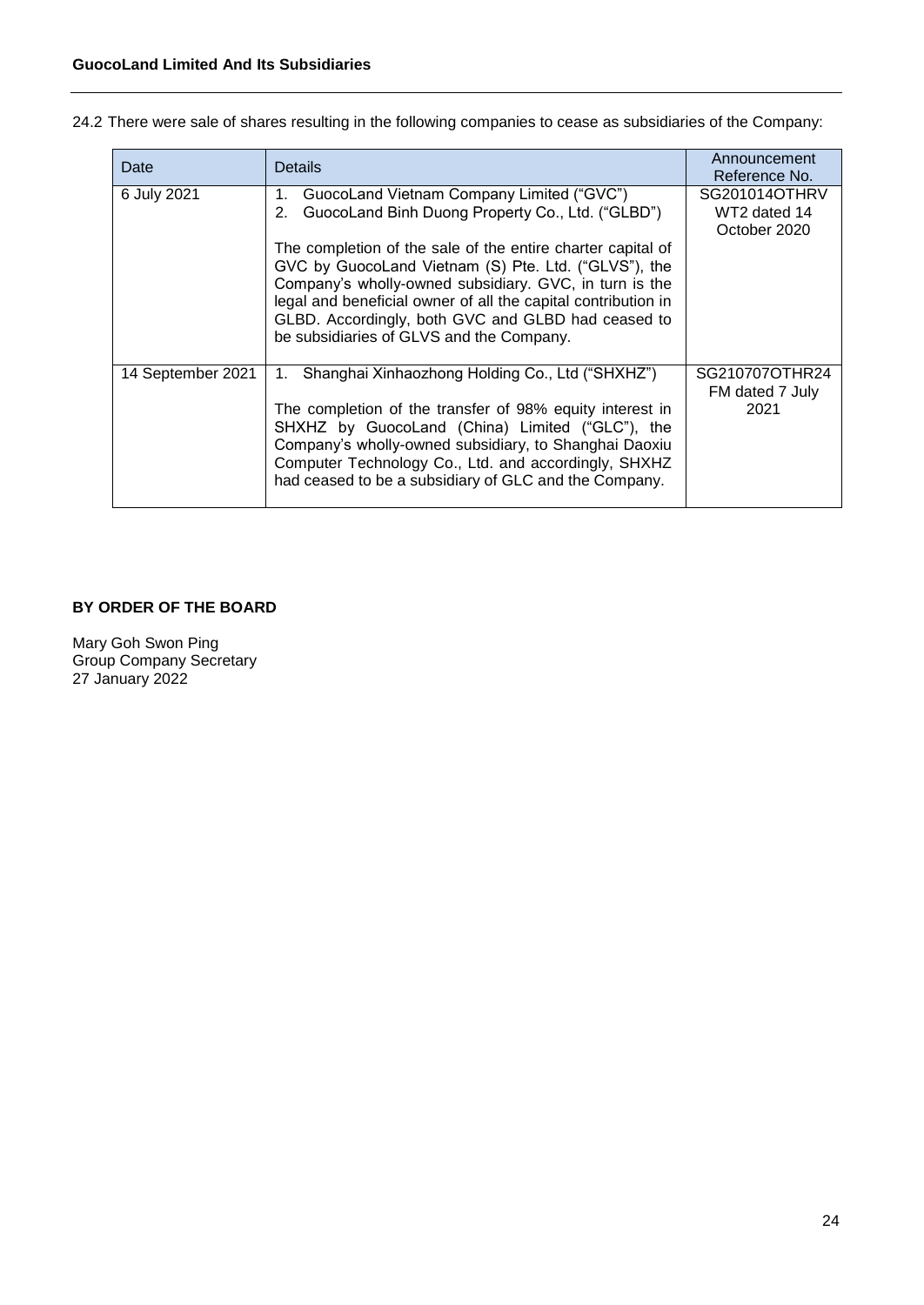24.2 There were sale of shares resulting in the following companies to cease as subsidiaries of the Company:

| Date | Details | Announcement Reference No. |
|---|---|---|
| 6 July 2021 | 1. GuocoLand Vietnam Company Limited ("GVC")<br>2. GuocoLand Binh Duong Property Co., Ltd. ("GLBD")<br><br>The completion of the sale of the entire charter capital of GVC by GuocoLand Vietnam (S) Pte. Ltd. ("GLVS"), the Company's wholly-owned subsidiary. GVC, in turn is the legal and beneficial owner of all the capital contribution in GLBD. Accordingly, both GVC and GLBD had ceased to be subsidiaries of GLVS and the Company. | SG201014OTHRVWT2 dated 14 October 2020 |
| 14 September 2021 | 1. Shanghai Xinhaozhong Holding Co., Ltd ("SHXHZ")<br><br>The completion of the transfer of 98% equity interest in SHXHZ by GuocoLand (China) Limited ("GLC"), the Company's wholly-owned subsidiary, to Shanghai Daoxiu Computer Technology Co., Ltd. and accordingly, SHXHZ had ceased to be a subsidiary of GLC and the Company. | SG210707OTHR24FM dated 7 July 2021 |

**BY ORDER OF THE BOARD**

Mary Goh Swon Ping
Group Company Secretary
27 January 2022